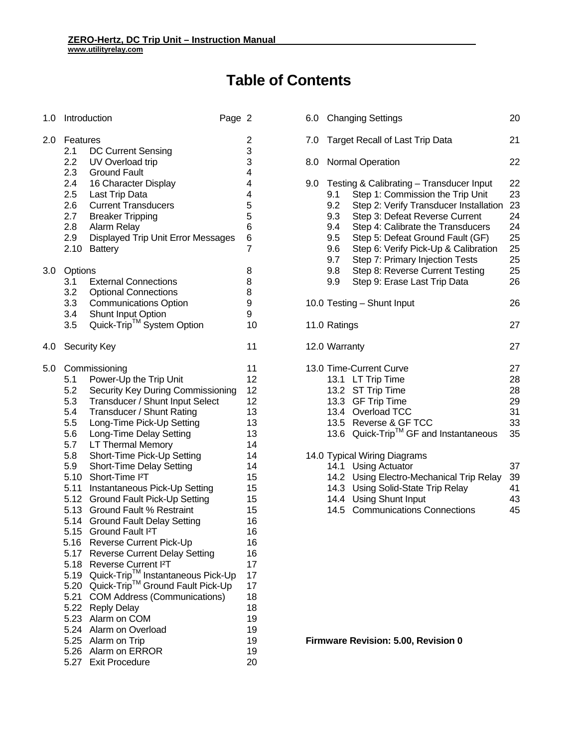# Table of Contents

| | | Page |
|---|---|---|
| 1.0 | Introduction | 2 |
| 2.0 | Features | 2 |
| 2.1 | DC Current Sensing | 3 |
| 2.2 | UV Overload trip | 3 |
| 2.3 | Ground Fault | 4 |
| 2.4 | 16 Character Display | 4 |
| 2.5 | Last Trip Data | 4 |
| 2.6 | Current Transducers | 5 |
| 2.7 | Breaker Tripping | 5 |
| 2.8 | Alarm Relay | 6 |
| 2.9 | Displayed Trip Unit Error Messages | 6 |
| 2.10 | Battery | 7 |
| 3.0 | Options | 8 |
| 3.1 | External Connections | 8 |
| 3.2 | Optional Connections | 8 |
| 3.3 | Communications Option | 9 |
| 3.4 | Shunt Input Option | 9 |
| 3.5 | Quick-Trip™ System Option | 10 |
| 4.0 | Security Key | 11 |
| 5.0 | Commissioning | 11 |
| 5.1 | Power-Up the Trip Unit | 12 |
| 5.2 | Security Key During Commissioning | 12 |
| 5.3 | Transducer / Shunt Input Select | 12 |
| 5.4 | Transducer / Shunt Rating | 13 |
| 5.5 | Long-Time Pick-Up Setting | 13 |
| 5.6 | Long-Time Delay Setting | 13 |
| 5.7 | LT Thermal Memory | 14 |
| 5.8 | Short-Time Pick-Up Setting | 14 |
| 5.9 | Short-Time Delay Setting | 14 |
| 5.10 | Short-Time I²T | 15 |
| 5.11 | Instantaneous Pick-Up Setting | 15 |
| 5.12 | Ground Fault Pick-Up Setting | 15 |
| 5.13 | Ground Fault % Restraint | 15 |
| 5.14 | Ground Fault Delay Setting | 16 |
| 5.15 | Ground Fault I²T | 16 |
| 5.16 | Reverse Current Pick-Up | 16 |
| 5.17 | Reverse Current Delay Setting | 16 |
| 5.18 | Reverse Current I²T | 17 |
| 5.19 | Quick-Trip™ Instantaneous Pick-Up | 17 |
| 5.20 | Quick-Trip™ Ground Fault Pick-Up | 17 |
| 5.21 | COM Address (Communications) | 18 |
| 5.22 | Reply Delay | 18 |
| 5.23 | Alarm on COM | 19 |
| 5.24 | Alarm on Overload | 19 |
| 5.25 | Alarm on Trip | 19 |
| 5.26 | Alarm on ERROR | 19 |
| 5.27 | Exit Procedure | 20 |
| 6.0 | Changing Settings | 20 |
| 7.0 | Target Recall of Last Trip Data | 21 |
| 8.0 | Normal Operation | 22 |
| 9.0 | Testing & Calibrating – Transducer Input | 22 |
| 9.1 | Step 1: Commission the Trip Unit | 23 |
| 9.2 | Step 2: Verify Transducer Installation | 23 |
| 9.3 | Step 3: Defeat Reverse Current | 24 |
| 9.4 | Step 4: Calibrate the Transducers | 24 |
| 9.5 | Step 5: Defeat Ground Fault (GF) | 25 |
| 9.6 | Step 6: Verify Pick-Up & Calibration | 25 |
| 9.7 | Step 7: Primary Injection Tests | 25 |
| 9.8 | Step 8: Reverse Current Testing | 25 |
| 9.9 | Step 9: Erase Last Trip Data | 26 |
| 10.0 | Testing – Shunt Input | 26 |
| 11.0 | Ratings | 27 |
| 12.0 | Warranty | 27 |
| 13.0 | Time-Current Curve | 27 |
| 13.1 | LT Trip Time | 28 |
| 13.2 | ST Trip Time | 28 |
| 13.3 | GF Trip Time | 29 |
| 13.4 | Overload TCC | 31 |
| 13.5 | Reverse & GF TCC | 33 |
| 13.6 | Quick-Trip™ GF and Instantaneous | 35 |
| 14.0 | Typical Wiring Diagrams | |
| 14.1 | Using Actuator | 37 |
| 14.2 | Using Electro-Mechanical Trip Relay | 39 |
| 14.3 | Using Solid-State Trip Relay | 41 |
| 14.4 | Using Shunt Input | 43 |
| 14.5 | Communications Connections | 45 |

**Firmware Revision: 5.00, Revision 0**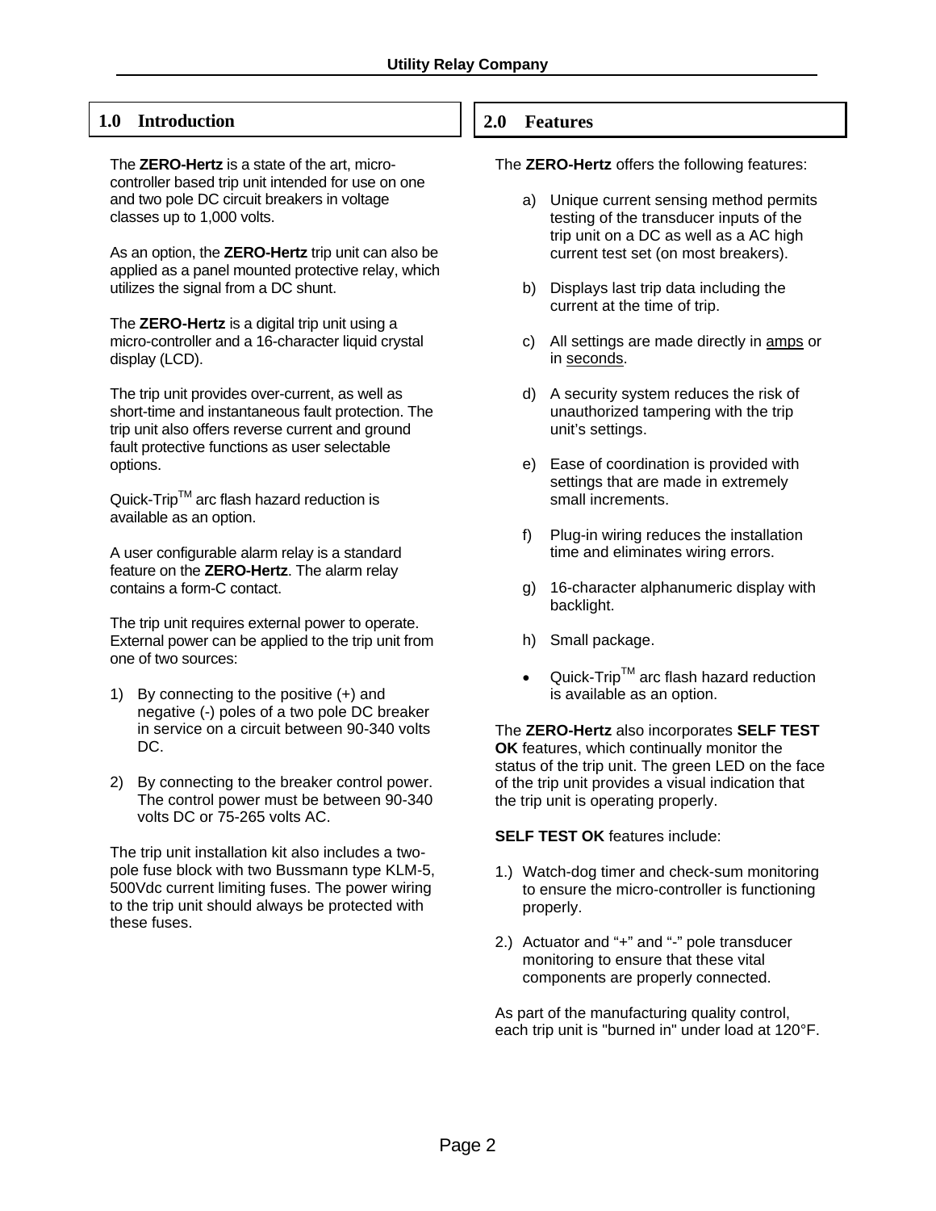## 1.0 Introduction

The **ZERO-Hertz** is a state of the art, micro-controller based trip unit intended for use on one and two pole DC circuit breakers in voltage classes up to 1,000 volts.

As an option, the **ZERO-Hertz** trip unit can also be applied as a panel mounted protective relay, which utilizes the signal from a DC shunt.

The **ZERO-Hertz** is a digital trip unit using a micro-controller and a 16-character liquid crystal display (LCD).

The trip unit provides over-current, as well as short-time and instantaneous fault protection. The trip unit also offers reverse current and ground fault protective functions as user selectable options.

Quick-Trip™ arc flash hazard reduction is available as an option.

A user configurable alarm relay is a standard feature on the **ZERO-Hertz**. The alarm relay contains a form-C contact.

The trip unit requires external power to operate. External power can be applied to the trip unit from one of two sources:

1) By connecting to the positive (+) and negative (-) poles of a two pole DC breaker in service on a circuit between 90-340 volts DC.
2) By connecting to the breaker control power. The control power must be between 90-340 volts DC or 75-265 volts AC.

The trip unit installation kit also includes a two-pole fuse block with two Bussmann type KLM-5, 500Vdc current limiting fuses. The power wiring to the trip unit should always be protected with these fuses.

## 2.0 Features

The **ZERO-Hertz** offers the following features:

a) Unique current sensing method permits testing of the transducer inputs of the trip unit on a DC as well as a AC high current test set (on most breakers).
b) Displays last trip data including the current at the time of trip.
c) All settings are made directly in <u>amps</u> or in <u>seconds</u>.
d) A security system reduces the risk of unauthorized tampering with the trip unit's settings.
e) Ease of coordination is provided with settings that are made in extremely small increments.
f) Plug-in wiring reduces the installation time and eliminates wiring errors.
g) 16-character alphanumeric display with backlight.
h) Small package.

- Quick-Trip™ arc flash hazard reduction is available as an option.

The **ZERO-Hertz** also incorporates **SELF TEST OK** features, which continually monitor the status of the trip unit. The green LED on the face of the trip unit provides a visual indication that the trip unit is operating properly.

**SELF TEST OK** features include:

1.) Watch-dog timer and check-sum monitoring to ensure the micro-controller is functioning properly.
2.) Actuator and "+" and "-" pole transducer monitoring to ensure that these vital components are properly connected.

As part of the manufacturing quality control, each trip unit is "burned in" under load at 120°F.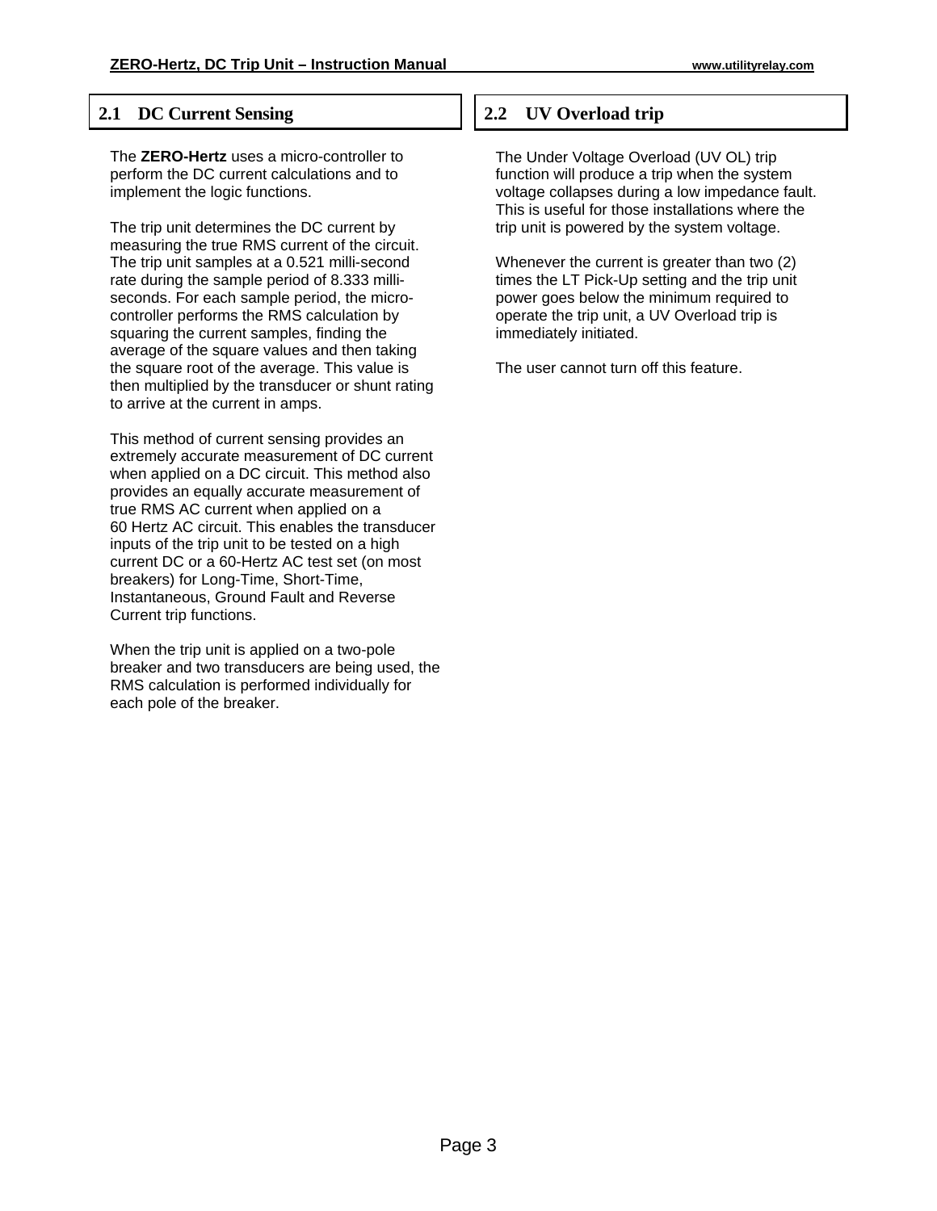## 2.1 DC Current Sensing

The **ZERO-Hertz** uses a micro-controller to perform the DC current calculations and to implement the logic functions.

The trip unit determines the DC current by measuring the true RMS current of the circuit. The trip unit samples at a 0.521 milli-second rate during the sample period of 8.333 milli-seconds. For each sample period, the micro-controller performs the RMS calculation by squaring the current samples, finding the average of the square values and then taking the square root of the average. This value is then multiplied by the transducer or shunt rating to arrive at the current in amps.

This method of current sensing provides an extremely accurate measurement of DC current when applied on a DC circuit. This method also provides an equally accurate measurement of true RMS AC current when applied on a 60 Hertz AC circuit. This enables the transducer inputs of the trip unit to be tested on a high current DC or a 60-Hertz AC test set (on most breakers) for Long-Time, Short-Time, Instantaneous, Ground Fault and Reverse Current trip functions.

When the trip unit is applied on a two-pole breaker and two transducers are being used, the RMS calculation is performed individually for each pole of the breaker.

## 2.2 UV Overload trip

The Under Voltage Overload (UV OL) trip function will produce a trip when the system voltage collapses during a low impedance fault. This is useful for those installations where the trip unit is powered by the system voltage.

Whenever the current is greater than two (2) times the LT Pick-Up setting and the trip unit power goes below the minimum required to operate the trip unit, a UV Overload trip is immediately initiated.

The user cannot turn off this feature.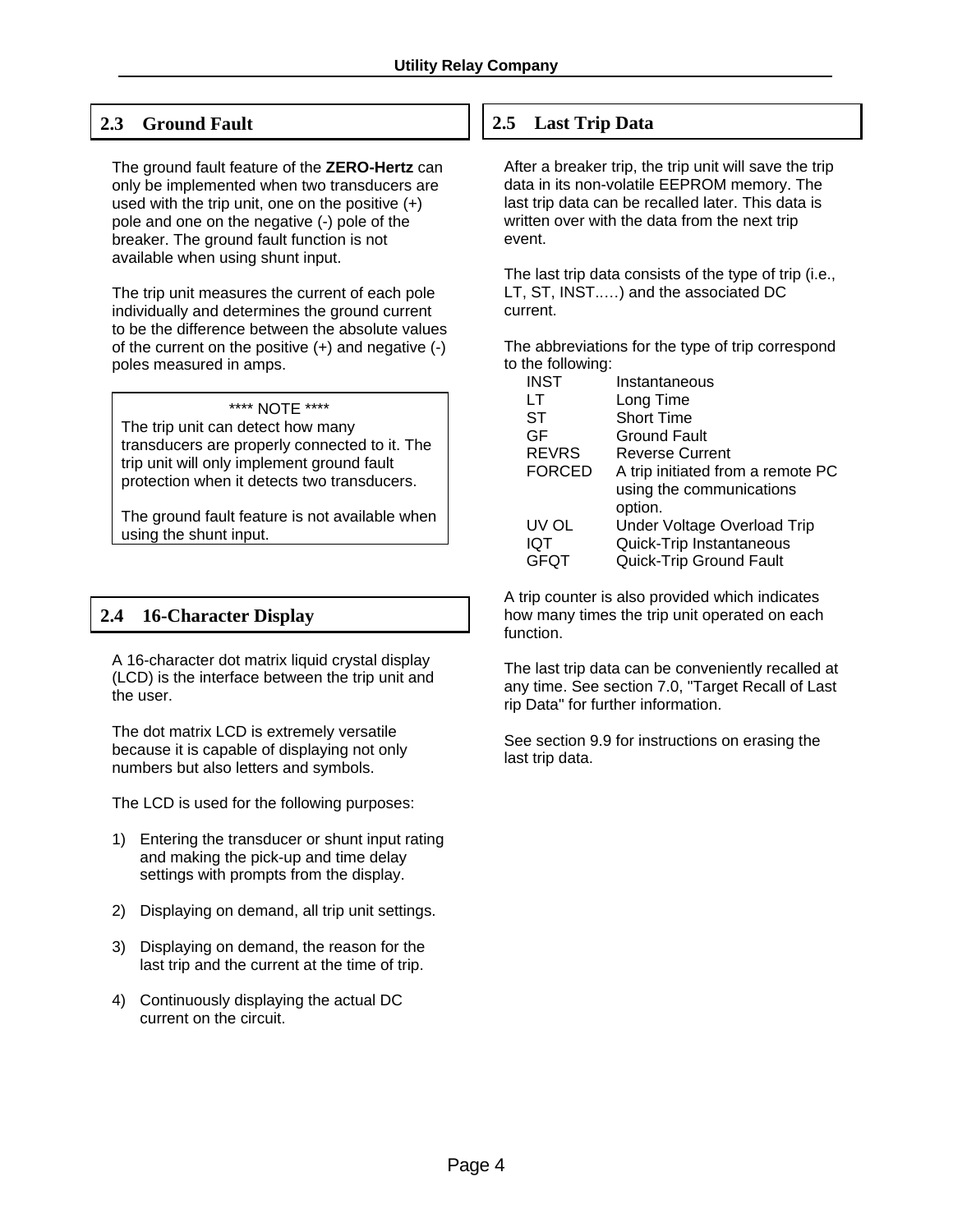## 2.3 Ground Fault

The ground fault feature of the **ZERO-Hertz** can only be implemented when two transducers are used with the trip unit, one on the positive (+) pole and one on the negative (-) pole of the breaker. The ground fault function is not available when using shunt input.

The trip unit measures the current of each pole individually and determines the ground current to be the difference between the absolute values of the current on the positive (+) and negative (-) poles measured in amps.

> **** NOTE ****
>
> The trip unit can detect how many transducers are properly connected to it. The trip unit will only implement ground fault protection when it detects two transducers.
>
> The ground fault feature is not available when using the shunt input.

## 2.4 16-Character Display

A 16-character dot matrix liquid crystal display (LCD) is the interface between the trip unit and the user.

The dot matrix LCD is extremely versatile because it is capable of displaying not only numbers but also letters and symbols.

The LCD is used for the following purposes:

1) Entering the transducer or shunt input rating and making the pick-up and time delay settings with prompts from the display.

2) Displaying on demand, all trip unit settings.

3) Displaying on demand, the reason for the last trip and the current at the time of trip.

4) Continuously displaying the actual DC current on the circuit.

## 2.5 Last Trip Data

After a breaker trip, the trip unit will save the trip data in its non-volatile EEPROM memory. The last trip data can be recalled later. This data is written over with the data from the next trip event.

The last trip data consists of the type of trip (i.e., LT, ST, INST.….) and the associated DC current.

The abbreviations for the type of trip correspond to the following:

| | |
|---|---|
| INST | Instantaneous |
| LT | Long Time |
| ST | Short Time |
| GF | Ground Fault |
| REVRS | Reverse Current |
| FORCED | A trip initiated from a remote PC using the communications option. |
| UV OL | Under Voltage Overload Trip |
| IQT | Quick-Trip Instantaneous |
| GFQT | Quick-Trip Ground Fault |

A trip counter is also provided which indicates how many times the trip unit operated on each function.

The last trip data can be conveniently recalled at any time. See section 7.0, "Target Recall of Last rip Data" for further information.

See section 9.9 for instructions on erasing the last trip data.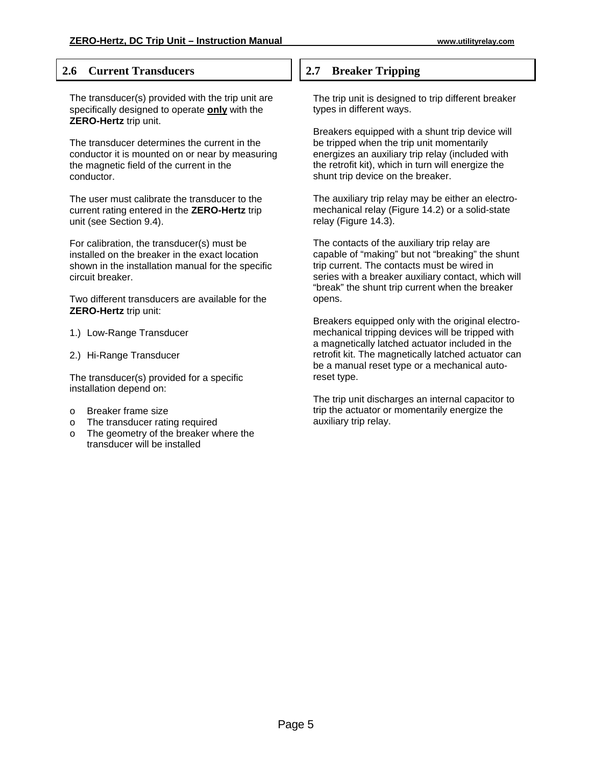## 2.6 Current Transducers

The transducer(s) provided with the trip unit are specifically designed to operate **only** with the **ZERO-Hertz** trip unit.

The transducer determines the current in the conductor it is mounted on or near by measuring the magnetic field of the current in the conductor.

The user must calibrate the transducer to the current rating entered in the **ZERO-Hertz** trip unit (see Section 9.4).

For calibration, the transducer(s) must be installed on the breaker in the exact location shown in the installation manual for the specific circuit breaker.

Two different transducers are available for the **ZERO-Hertz** trip unit:

1.) Low-Range Transducer

2.) Hi-Range Transducer

The transducer(s) provided for a specific installation depend on:

- Breaker frame size
- The transducer rating required
- The geometry of the breaker where the transducer will be installed

## 2.7 Breaker Tripping

The trip unit is designed to trip different breaker types in different ways.

Breakers equipped with a shunt trip device will be tripped when the trip unit momentarily energizes an auxiliary trip relay (included with the retrofit kit), which in turn will energize the shunt trip device on the breaker.

The auxiliary trip relay may be either an electro-mechanical relay (Figure 14.2) or a solid-state relay (Figure 14.3).

The contacts of the auxiliary trip relay are capable of "making" but not "breaking" the shunt trip current. The contacts must be wired in series with a breaker auxiliary contact, which will "break" the shunt trip current when the breaker opens.

Breakers equipped only with the original electro-mechanical tripping devices will be tripped with a magnetically latched actuator included in the retrofit kit. The magnetically latched actuator can be a manual reset type or a mechanical auto-reset type.

The trip unit discharges an internal capacitor to trip the actuator or momentarily energize the auxiliary trip relay.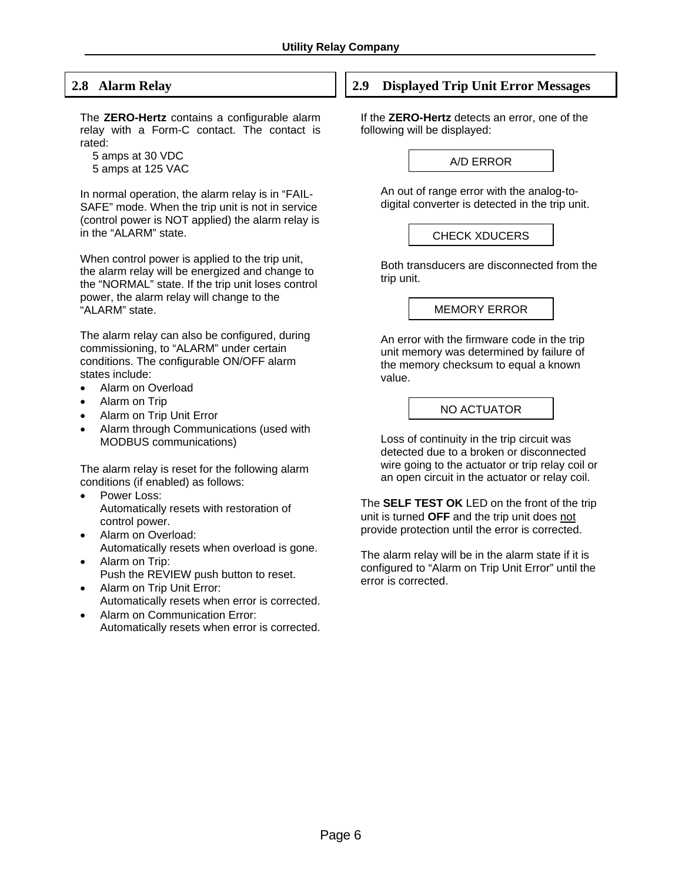## 2.8 Alarm Relay

The **ZERO-Hertz** contains a configurable alarm relay with a Form-C contact. The contact is rated:

5 amps at 30 VDC
5 amps at 125 VAC

In normal operation, the alarm relay is in “FAIL-SAFE” mode. When the trip unit is not in service (control power is NOT applied) the alarm relay is in the “ALARM” state.

When control power is applied to the trip unit, the alarm relay will be energized and change to the “NORMAL” state. If the trip unit loses control power, the alarm relay will change to the “ALARM” state.

The alarm relay can also be configured, during commissioning, to “ALARM” under certain conditions. The configurable ON/OFF alarm states include:

- Alarm on Overload
- Alarm on Trip
- Alarm on Trip Unit Error
- Alarm through Communications (used with MODBUS communications)

The alarm relay is reset for the following alarm conditions (if enabled) as follows:

- Power Loss:
  Automatically resets with restoration of control power.
- Alarm on Overload:
  Automatically resets when overload is gone.
- Alarm on Trip:
  Push the REVIEW push button to reset.
- Alarm on Trip Unit Error:
  Automatically resets when error is corrected.
- Alarm on Communication Error:
  Automatically resets when error is corrected.

## 2.9 Displayed Trip Unit Error Messages

If the **ZERO-Hertz** detects an error, one of the following will be displayed:

**A/D ERROR**

An out of range error with the analog-to-digital converter is detected in the trip unit.

**CHECK XDUCERS**

Both transducers are disconnected from the trip unit.

**MEMORY ERROR**

An error with the firmware code in the trip unit memory was determined by failure of the memory checksum to equal a known value.

**NO ACTUATOR**

Loss of continuity in the trip circuit was detected due to a broken or disconnected wire going to the actuator or trip relay coil or an open circuit in the actuator or relay coil.

The **SELF TEST OK** LED on the front of the trip unit is turned **OFF** and the trip unit does <u>not</u> provide protection until the error is corrected.

The alarm relay will be in the alarm state if it is configured to “Alarm on Trip Unit Error” until the error is corrected.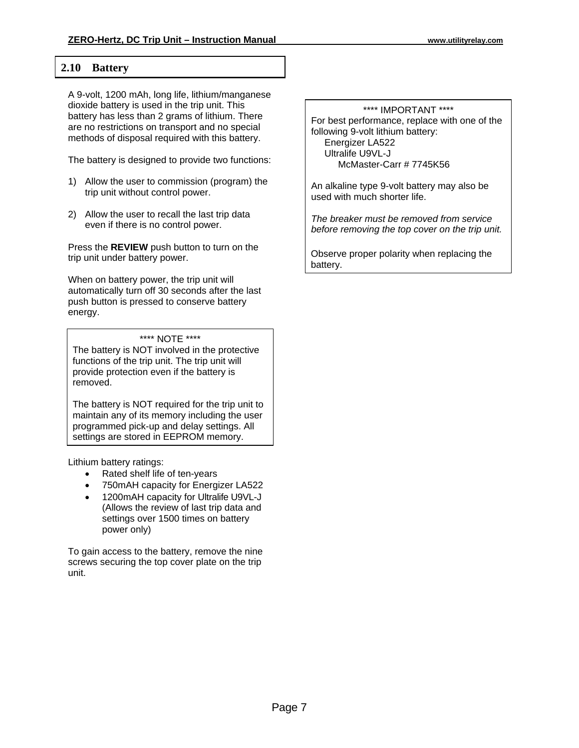## 2.10 Battery

A 9-volt, 1200 mAh, long life, lithium/manganese dioxide battery is used in the trip unit. This battery has less than 2 grams of lithium. There are no restrictions on transport and no special methods of disposal required with this battery.

The battery is designed to provide two functions:

1) Allow the user to commission (program) the trip unit without control power.

2) Allow the user to recall the last trip data even if there is no control power.

Press the **REVIEW** push button to turn on the trip unit under battery power.

When on battery power, the trip unit will automatically turn off 30 seconds after the last push button is pressed to conserve battery energy.

> **** NOTE ****
>
> The battery is NOT involved in the protective functions of the trip unit. The trip unit will provide protection even if the battery is removed.
>
> The battery is NOT required for the trip unit to maintain any of its memory including the user programmed pick-up and delay settings. All settings are stored in EEPROM memory.

Lithium battery ratings:

- Rated shelf life of ten-years
- 750mAH capacity for Energizer LA522
- 1200mAH capacity for Ultralife U9VL-J (Allows the review of last trip data and settings over 1500 times on battery power only)

To gain access to the battery, remove the nine screws securing the top cover plate on the trip unit.

> **** IMPORTANT ****
>
> For best performance, replace with one of the following 9-volt lithium battery:
>
> Energizer LA522
> Ultralife U9VL-J
> McMaster-Carr # 7745K56
>
> An alkaline type 9-volt battery may also be used with much shorter life.
>
> *The breaker must be removed from service before removing the top cover on the trip unit.*
>
> Observe proper polarity when replacing the battery.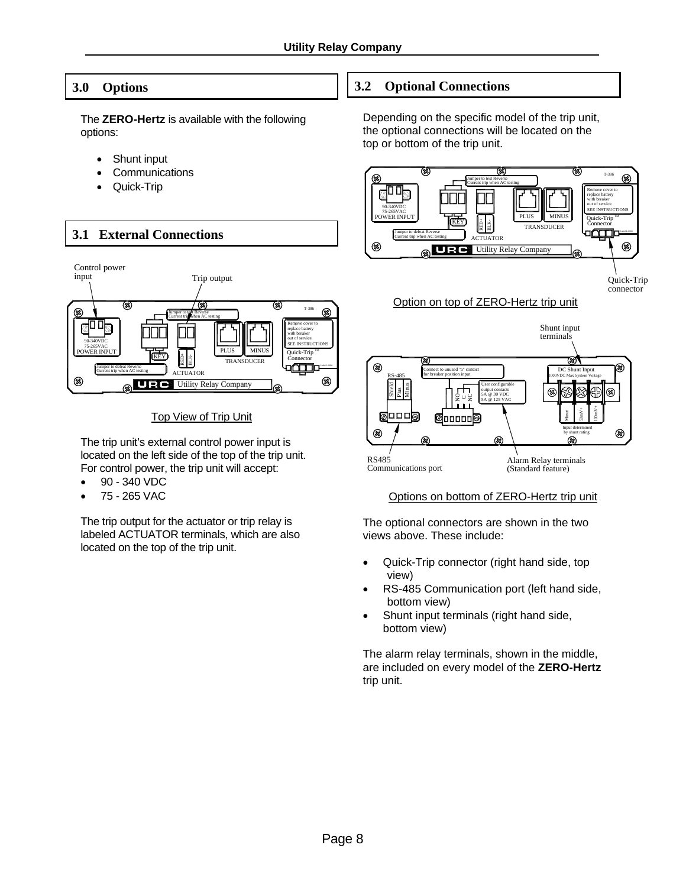## 3.0 Options

The **ZERO-Hertz** is available with the following options:

- Shunt input
- Communications
- Quick-Trip

## 3.1 External Connections

Top View of Trip Unit

The trip unit's external control power input is located on the left side of the top of the trip unit. For control power, the trip unit will accept:

- 90 - 340 VDC
- 75 - 265 VAC

The trip output for the actuator or trip relay is labeled ACTUATOR terminals, which are also located on the top of the trip unit.

## 3.2 Optional Connections

Depending on the specific model of the trip unit, the optional connections will be located on the top or bottom of the trip unit.

Option on top of ZERO-Hertz trip unit

Options on bottom of ZERO-Hertz trip unit

The optional connectors are shown in the two views above. These include:

- Quick-Trip connector (right hand side, top view)
- RS-485 Communication port (left hand side, bottom view)
- Shunt input terminals (right hand side, bottom view)

The alarm relay terminals, shown in the middle, are included on every model of the **ZERO-Hertz** trip unit.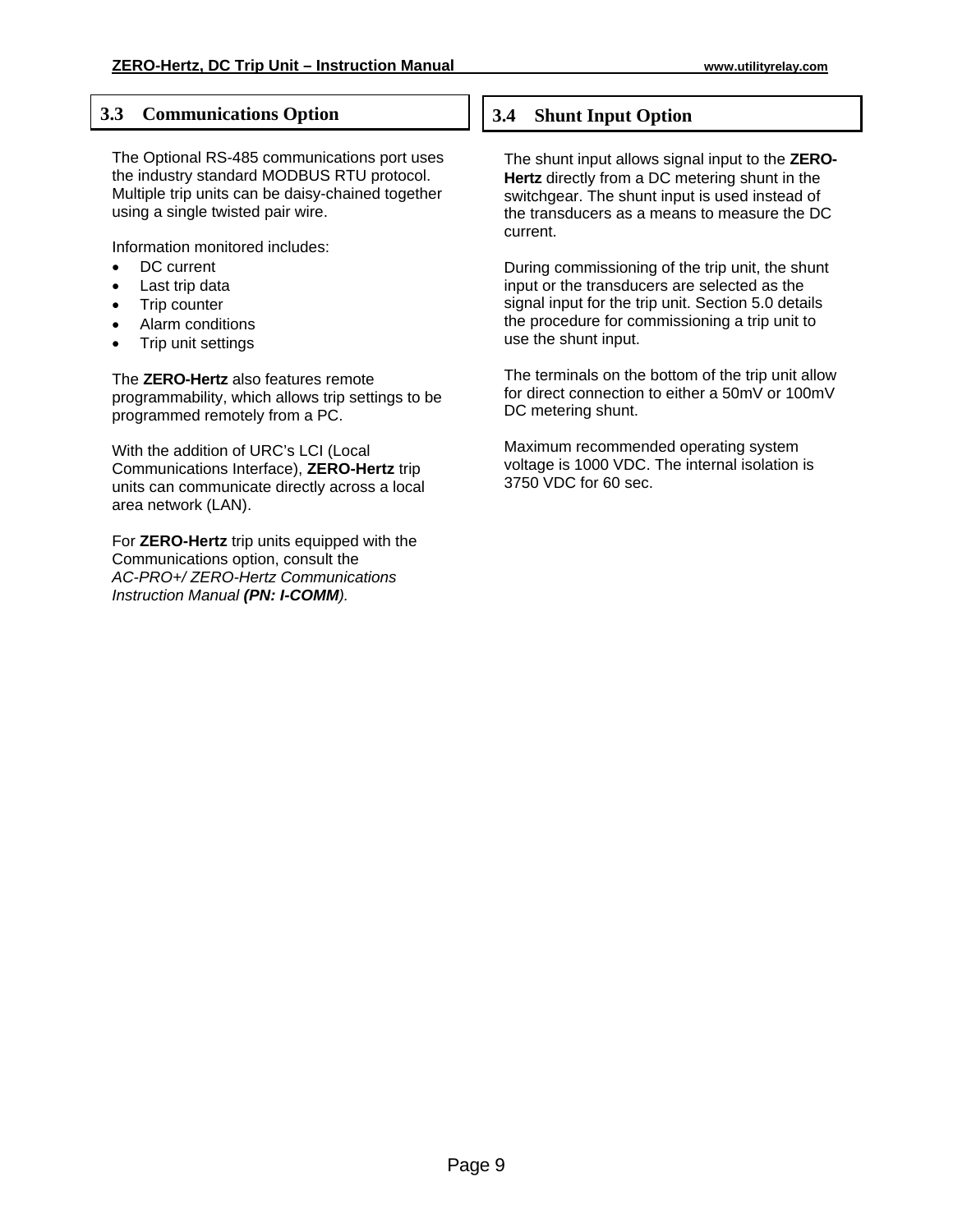## 3.3 Communications Option

The Optional RS-485 communications port uses the industry standard MODBUS RTU protocol. Multiple trip units can be daisy-chained together using a single twisted pair wire.

Information monitored includes:

- DC current
- Last trip data
- Trip counter
- Alarm conditions
- Trip unit settings

The **ZERO-Hertz** also features remote programmability, which allows trip settings to be programmed remotely from a PC.

With the addition of URC's LCI (Local Communications Interface), **ZERO-Hertz** trip units can communicate directly across a local area network (LAN).

For **ZERO-Hertz** trip units equipped with the Communications option, consult the *AC-PRO+/ ZERO-Hertz Communications Instruction Manual* ***(PN: I-COMM)****.*

## 3.4 Shunt Input Option

The shunt input allows signal input to the **ZERO-Hertz** directly from a DC metering shunt in the switchgear. The shunt input is used instead of the transducers as a means to measure the DC current.

During commissioning of the trip unit, the shunt input or the transducers are selected as the signal input for the trip unit. Section 5.0 details the procedure for commissioning a trip unit to use the shunt input.

The terminals on the bottom of the trip unit allow for direct connection to either a 50mV or 100mV DC metering shunt.

Maximum recommended operating system voltage is 1000 VDC. The internal isolation is 3750 VDC for 60 sec.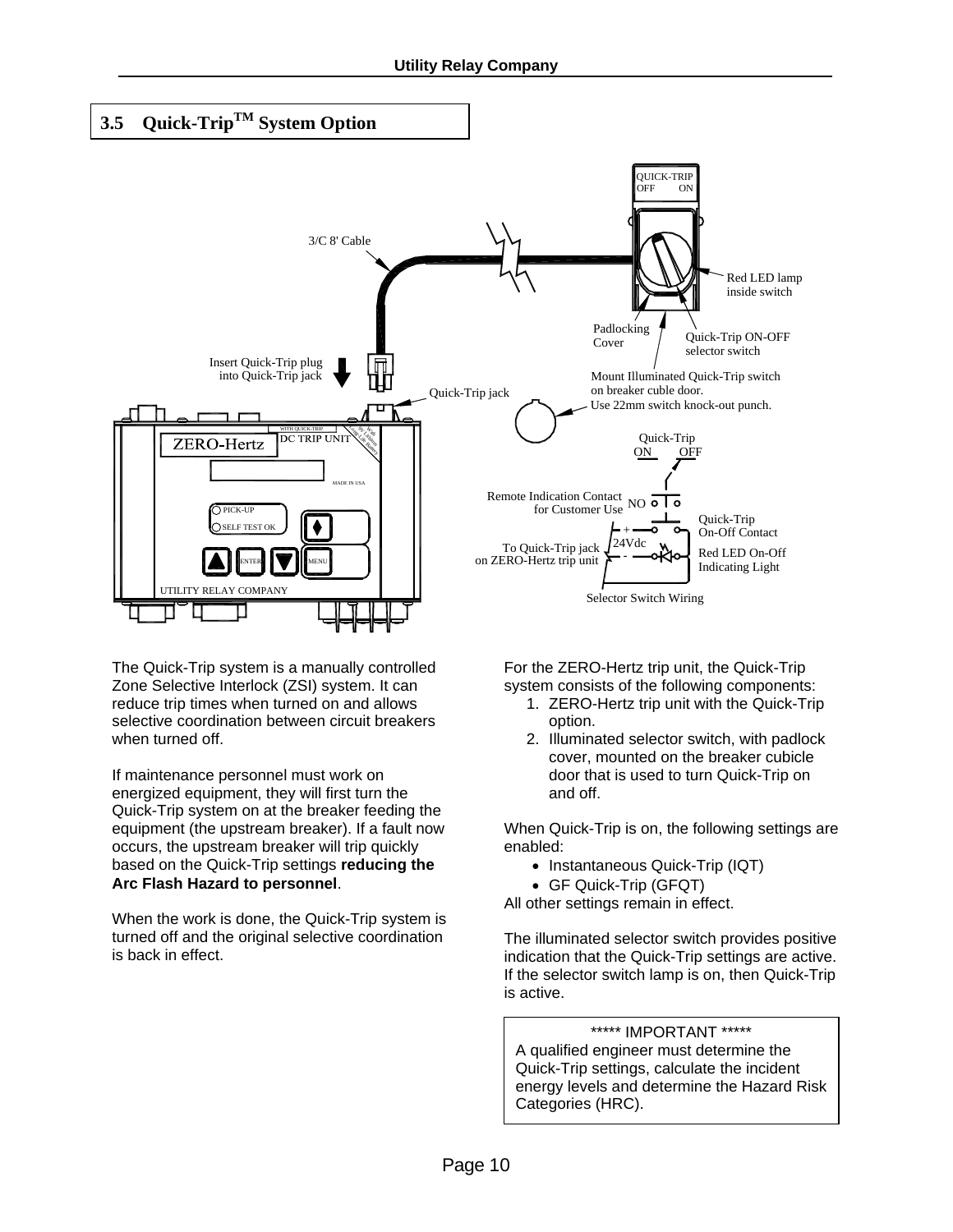## 3.5 Quick-Trip™ System Option

The Quick-Trip system is a manually controlled Zone Selective Interlock (ZSI) system. It can reduce trip times when turned on and allows selective coordination between circuit breakers when turned off.

If maintenance personnel must work on energized equipment, they will first turn the Quick-Trip system on at the breaker feeding the equipment (the upstream breaker). If a fault now occurs, the upstream breaker will trip quickly based on the Quick-Trip settings **reducing the Arc Flash Hazard to personnel**.

When the work is done, the Quick-Trip system is turned off and the original selective coordination is back in effect.

For the ZERO-Hertz trip unit, the Quick-Trip system consists of the following components:

1. ZERO-Hertz trip unit with the Quick-Trip option.
2. Illuminated selector switch, with padlock cover, mounted on the breaker cubicle door that is used to turn Quick-Trip on and off.

When Quick-Trip is on, the following settings are enabled:

- Instantaneous Quick-Trip (IQT)
- GF Quick-Trip (GFQT)

All other settings remain in effect.

The illuminated selector switch provides positive indication that the Quick-Trip settings are active. If the selector switch lamp is on, then Quick-Trip is active.

> ***** IMPORTANT *****
>
> A qualified engineer must determine the Quick-Trip settings, calculate the incident energy levels and determine the Hazard Risk Categories (HRC).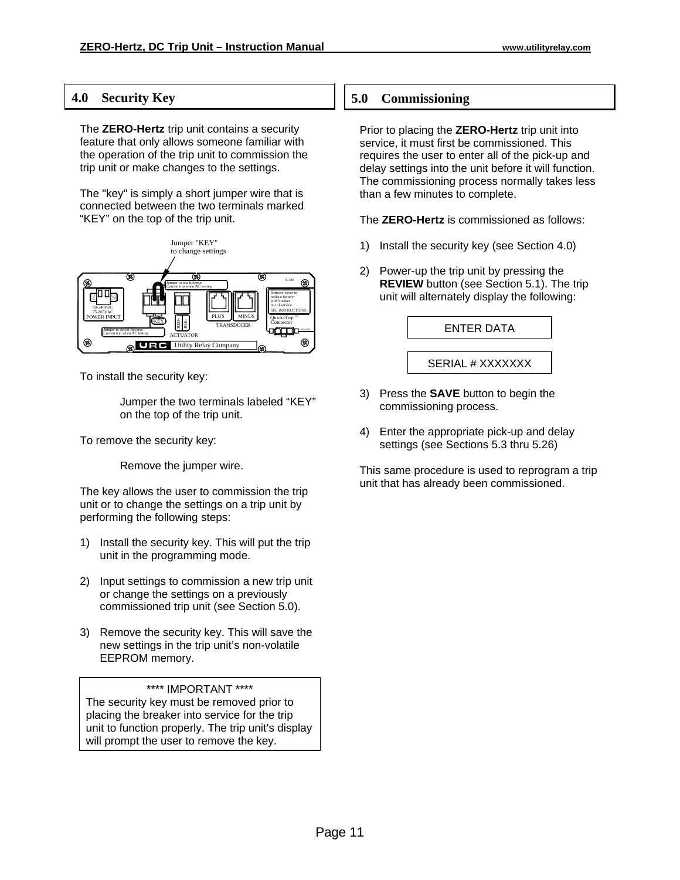## 4.0 Security Key

The **ZERO-Hertz** trip unit contains a security feature that only allows someone familiar with the operation of the trip unit to commission the trip unit or make changes to the settings.

The "key" is simply a short jumper wire that is connected between the two terminals marked “KEY” on the top of the trip unit.

To install the security key:

> Jumper the two terminals labeled “KEY” on the top of the trip unit.

To remove the security key:

> Remove the jumper wire.

The key allows the user to commission the trip unit or to change the settings on a trip unit by performing the following steps:

1) Install the security key. This will put the trip unit in the programming mode.

2) Input settings to commission a new trip unit or change the settings on a previously commissioned trip unit (see Section 5.0).

3) Remove the security key. This will save the new settings in the trip unit’s non-volatile EEPROM memory.

| **** IMPORTANT **** |
|---|
| The security key must be removed prior to placing the breaker into service for the trip unit to function properly. The trip unit’s display will prompt the user to remove the key. |

## 5.0 Commissioning

Prior to placing the **ZERO-Hertz** trip unit into service, it must first be commissioned. This requires the user to enter all of the pick-up and delay settings into the unit before it will function. The commissioning process normally takes less than a few minutes to complete.

The **ZERO-Hertz** is commissioned as follows:

1) Install the security key (see Section 4.0)

2) Power-up the trip unit by pressing the **REVIEW** button (see Section 5.1). The trip unit will alternately display the following:

    ENTER DATA

    SERIAL # XXXXXXX

3) Press the **SAVE** button to begin the commissioning process.

4) Enter the appropriate pick-up and delay settings (see Sections 5.3 thru 5.26)

This same procedure is used to reprogram a trip unit that has already been commissioned.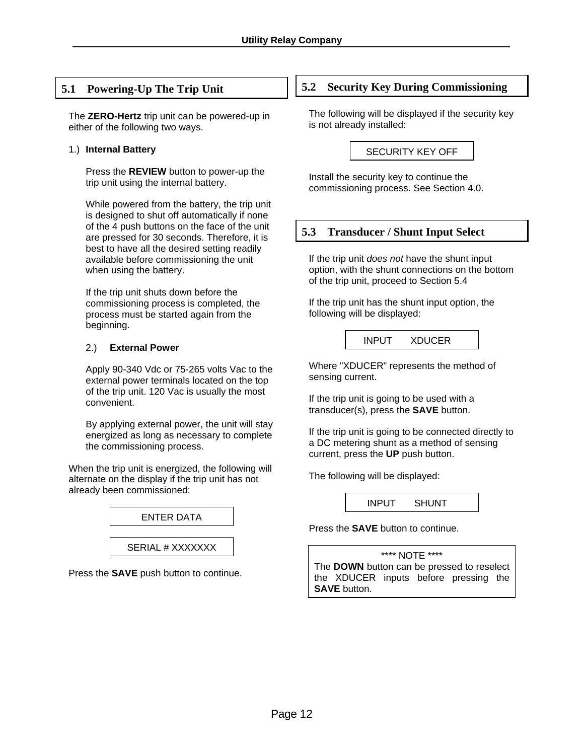## 5.1 Powering-Up The Trip Unit

The **ZERO-Hertz** trip unit can be powered-up in either of the following two ways.

1.) **Internal Battery**

Press the **REVIEW** button to power-up the trip unit using the internal battery.

While powered from the battery, the trip unit is designed to shut off automatically if none of the 4 push buttons on the face of the unit are pressed for 30 seconds. Therefore, it is best to have all the desired setting readily available before commissioning the unit when using the battery.

If the trip unit shuts down before the commissioning process is completed, the process must be started again from the beginning.

2.) **External Power**

Apply 90-340 Vdc or 75-265 volts Vac to the external power terminals located on the top of the trip unit. 120 Vac is usually the most convenient.

By applying external power, the unit will stay energized as long as necessary to complete the commissioning process.

When the trip unit is energized, the following will alternate on the display if the trip unit has not already been commissioned:

```
ENTER DATA
```

```
SERIAL # XXXXXXX
```

Press the **SAVE** push button to continue.

## 5.2 Security Key During Commissioning

The following will be displayed if the security key is not already installed:

```
SECURITY KEY OFF
```

Install the security key to continue the commissioning process. See Section 4.0.

## 5.3 Transducer / Shunt Input Select

If the trip unit *does not* have the shunt input option, with the shunt connections on the bottom of the trip unit, proceed to Section 5.4

If the trip unit has the shunt input option, the following will be displayed:

```
INPUT     XDUCER
```

Where "XDUCER" represents the method of sensing current.

If the trip unit is going to be used with a transducer(s), press the **SAVE** button.

If the trip unit is going to be connected directly to a DC metering shunt as a method of sensing current, press the **UP** push button.

The following will be displayed:

```
INPUT     SHUNT
```

Press the **SAVE** button to continue.

> **** NOTE ****
> The **DOWN** button can be pressed to reselect the XDUCER inputs before pressing the **SAVE** button.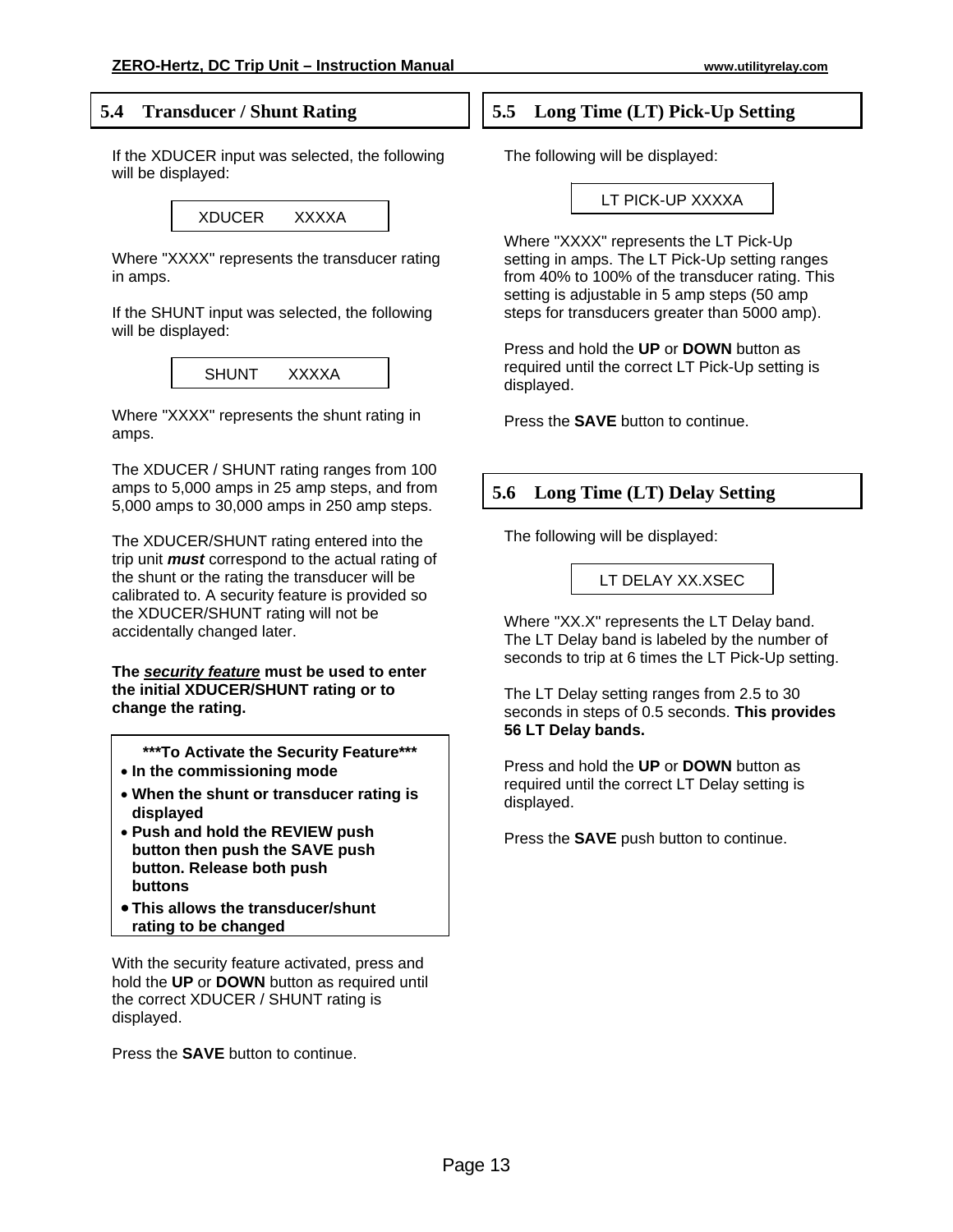## 5.4 Transducer / Shunt Rating

If the XDUCER input was selected, the following will be displayed:

```
XDUCER    XXXXA
```

Where "XXXX" represents the transducer rating in amps.

If the SHUNT input was selected, the following will be displayed:

```
SHUNT    XXXXA
```

Where "XXXX" represents the shunt rating in amps.

The XDUCER / SHUNT rating ranges from 100 amps to 5,000 amps in 25 amp steps, and from 5,000 amps to 30,000 amps in 250 amp steps.

The XDUCER/SHUNT rating entered into the trip unit ***must*** correspond to the actual rating of the shunt or the rating the transducer will be calibrated to. A security feature is provided so the XDUCER/SHUNT rating will not be accidentally changed later.

**The *security feature* must be used to enter the initial XDUCER/SHUNT rating or to change the rating.**

**\*\*\*To Activate the Security Feature\*\*\***

- **In the commissioning mode**
- **When the shunt or transducer rating is displayed**
- **Push and hold the REVIEW push button then push the SAVE push button. Release both push buttons**
- **This allows the transducer/shunt rating to be changed**

With the security feature activated, press and hold the **UP** or **DOWN** button as required until the correct XDUCER / SHUNT rating is displayed.

Press the **SAVE** button to continue.

## 5.5 Long Time (LT) Pick-Up Setting

The following will be displayed:

```
LT PICK-UP XXXXA
```

Where "XXXX" represents the LT Pick-Up setting in amps. The LT Pick-Up setting ranges from 40% to 100% of the transducer rating. This setting is adjustable in 5 amp steps (50 amp steps for transducers greater than 5000 amp).

Press and hold the **UP** or **DOWN** button as required until the correct LT Pick-Up setting is displayed.

Press the **SAVE** button to continue.

## 5.6 Long Time (LT) Delay Setting

The following will be displayed:

```
LT DELAY XX.XSEC
```

Where "XX.X" represents the LT Delay band. The LT Delay band is labeled by the number of seconds to trip at 6 times the LT Pick-Up setting.

The LT Delay setting ranges from 2.5 to 30 seconds in steps of 0.5 seconds. **This provides 56 LT Delay bands.**

Press and hold the **UP** or **DOWN** button as required until the correct LT Delay setting is displayed.

Press the **SAVE** push button to continue.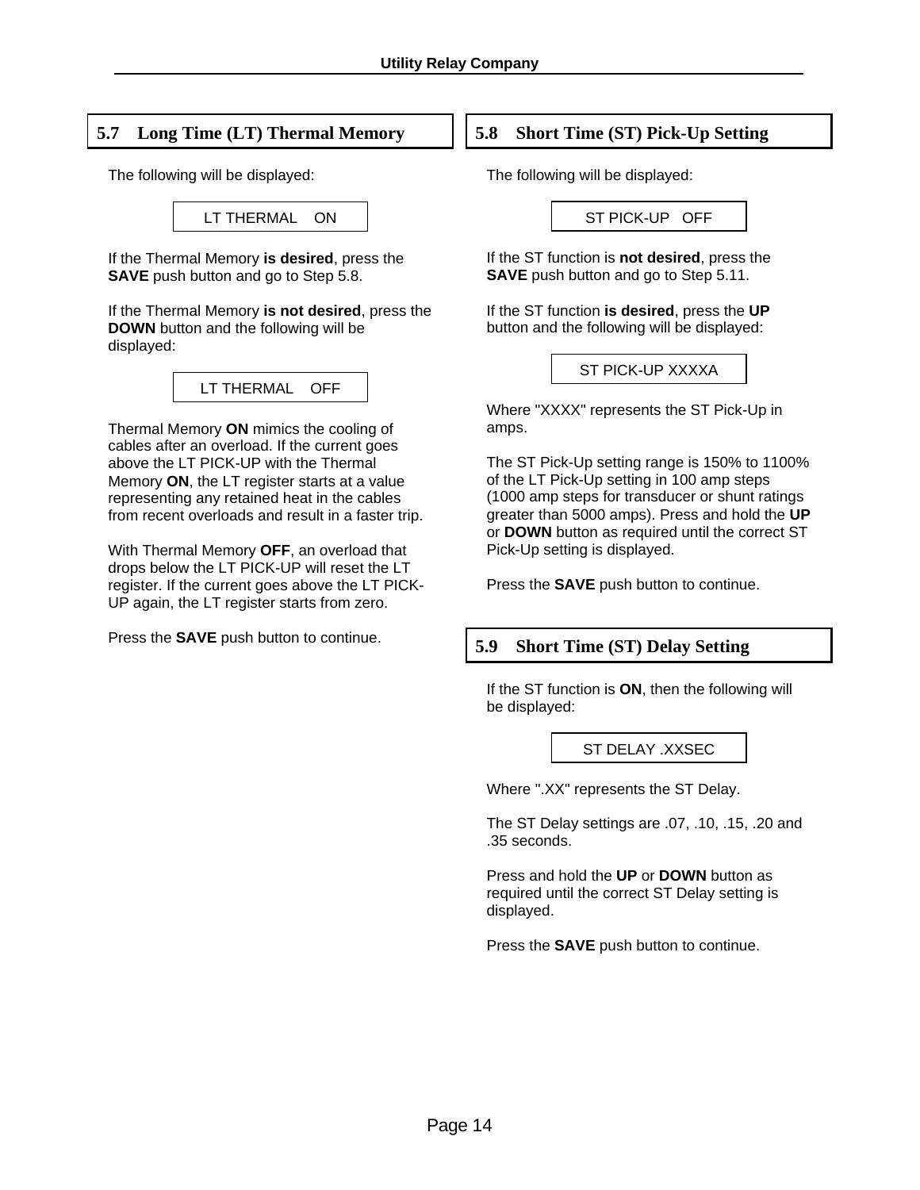## 5.7 Long Time (LT) Thermal Memory

The following will be displayed:

```
LT THERMAL    ON
```

If the Thermal Memory **is desired**, press the **SAVE** push button and go to Step 5.8.

If the Thermal Memory **is not desired**, press the **DOWN** button and the following will be displayed:

```
LT THERMAL    OFF
```

Thermal Memory **ON** mimics the cooling of cables after an overload. If the current goes above the LT PICK-UP with the Thermal Memory **ON**, the LT register starts at a value representing any retained heat in the cables from recent overloads and result in a faster trip.

With Thermal Memory **OFF**, an overload that drops below the LT PICK-UP will reset the LT register. If the current goes above the LT PICK-UP again, the LT register starts from zero.

Press the **SAVE** push button to continue.

## 5.8 Short Time (ST) Pick-Up Setting

The following will be displayed:

```
ST PICK-UP   OFF
```

If the ST function is **not desired**, press the **SAVE** push button and go to Step 5.11.

If the ST function **is desired**, press the **UP** button and the following will be displayed:

```
ST PICK-UP XXXXA
```

Where "XXXX" represents the ST Pick-Up in amps.

The ST Pick-Up setting range is 150% to 1100% of the LT Pick-Up setting in 100 amp steps (1000 amp steps for transducer or shunt ratings greater than 5000 amps). Press and hold the **UP** or **DOWN** button as required until the correct ST Pick-Up setting is displayed.

Press the **SAVE** push button to continue.

## 5.9 Short Time (ST) Delay Setting

If the ST function is **ON**, then the following will be displayed:

```
ST DELAY .XXSEC
```

Where ".XX" represents the ST Delay.

The ST Delay settings are .07, .10, .15, .20 and .35 seconds.

Press and hold the **UP** or **DOWN** button as required until the correct ST Delay setting is displayed.

Press the **SAVE** push button to continue.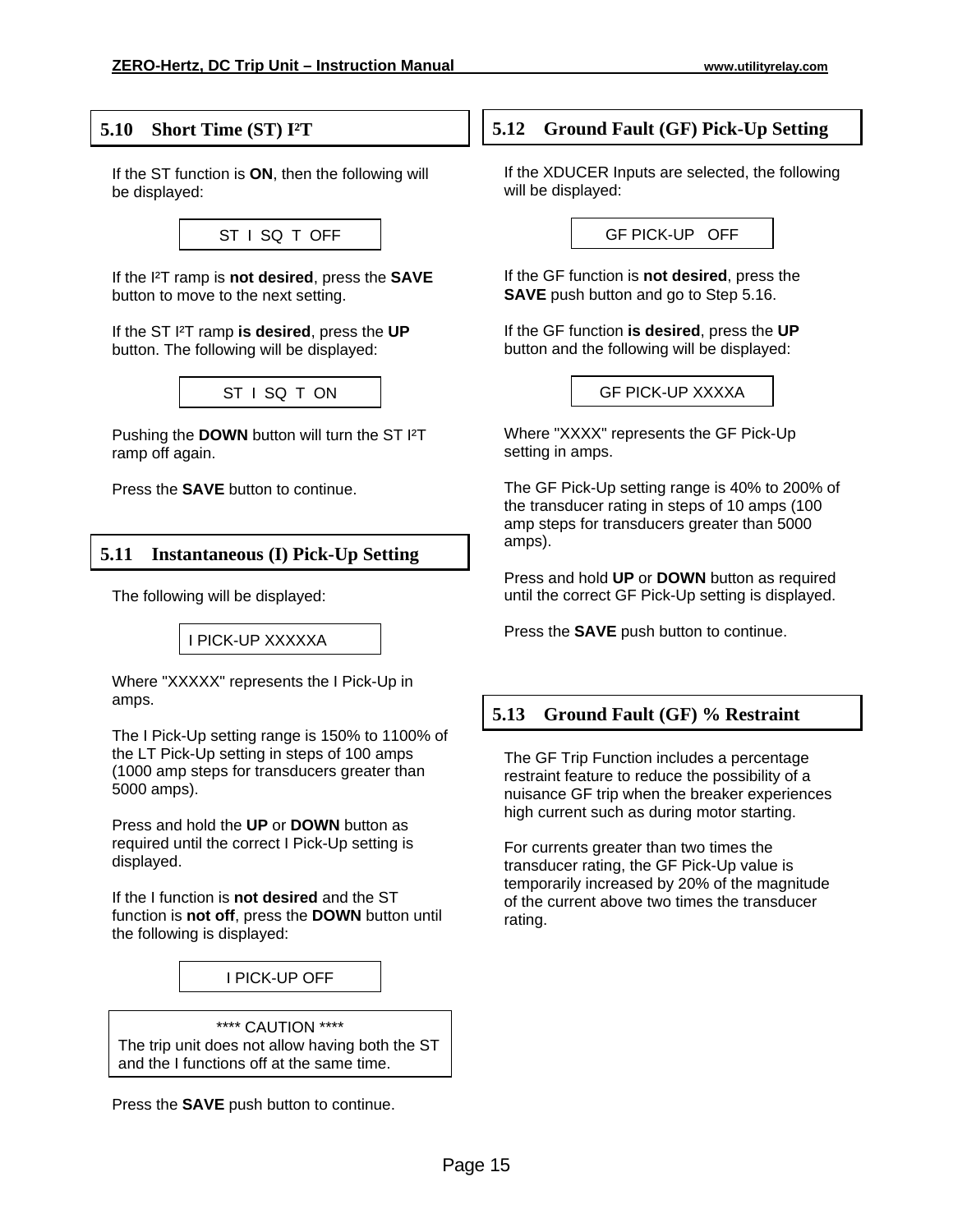## 5.10 Short Time (ST) $I^2T$

If the ST function is **ON**, then the following will be displayed:

```
ST I SQ T OFF
```

If the $I^2T$ ramp is **not desired**, press the **SAVE** button to move to the next setting.

If the ST $I^2T$ ramp **is desired**, press the **UP** button. The following will be displayed:

```
ST I SQ T ON
```

Pushing the **DOWN** button will turn the ST $I^2T$ ramp off again.

Press the **SAVE** button to continue.

## 5.11 Instantaneous (I) Pick-Up Setting

The following will be displayed:

```
I PICK-UP XXXXXA
```

Where "XXXXX" represents the I Pick-Up in amps.

The I Pick-Up setting range is 150% to 1100% of the LT Pick-Up setting in steps of 100 amps (1000 amp steps for transducers greater than 5000 amps).

Press and hold the **UP** or **DOWN** button as required until the correct I Pick-Up setting is displayed.

If the I function is **not desired** and the ST function is **not off**, press the **DOWN** button until the following is displayed:

```
I PICK-UP OFF
```

> **** CAUTION ****
> The trip unit does not allow having both the ST and the I functions off at the same time.

Press the **SAVE** push button to continue.

## 5.12 Ground Fault (GF) Pick-Up Setting

If the XDUCER Inputs are selected, the following will be displayed:

```
GF PICK-UP OFF
```

If the GF function is **not desired**, press the **SAVE** push button and go to Step 5.16.

If the GF function **is desired**, press the **UP** button and the following will be displayed:

```
GF PICK-UP XXXXA
```

Where "XXXX" represents the GF Pick-Up setting in amps.

The GF Pick-Up setting range is 40% to 200% of the transducer rating in steps of 10 amps (100 amp steps for transducers greater than 5000 amps).

Press and hold **UP** or **DOWN** button as required until the correct GF Pick-Up setting is displayed.

Press the **SAVE** push button to continue.

## 5.13 Ground Fault (GF) % Restraint

The GF Trip Function includes a percentage restraint feature to reduce the possibility of a nuisance GF trip when the breaker experiences high current such as during motor starting.

For currents greater than two times the transducer rating, the GF Pick-Up value is temporarily increased by 20% of the magnitude of the current above two times the transducer rating.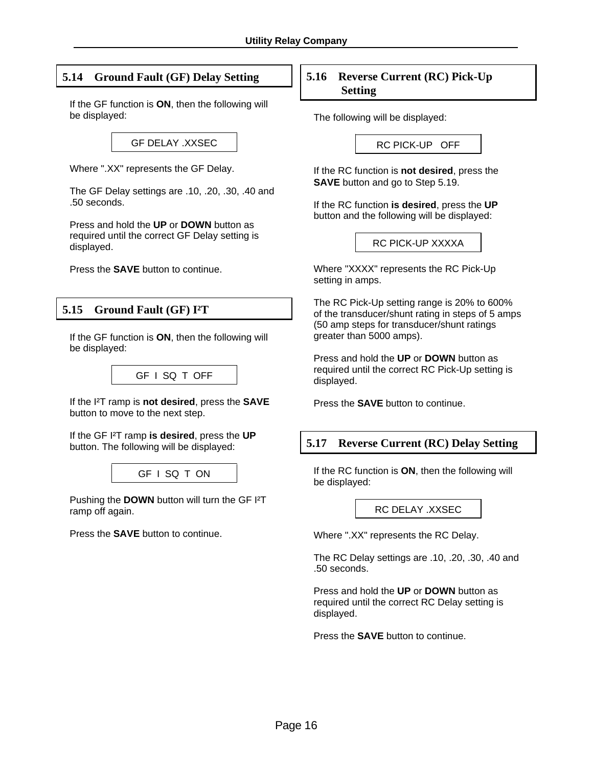## 5.14 Ground Fault (GF) Delay Setting

If the GF function is **ON**, then the following will be displayed:

```
GF DELAY .XXSEC
```

Where ".XX" represents the GF Delay.

The GF Delay settings are .10, .20, .30, .40 and .50 seconds.

Press and hold the **UP** or **DOWN** button as required until the correct GF Delay setting is displayed.

Press the **SAVE** button to continue.

## 5.15 Ground Fault (GF) $I^2T$

If the GF function is **ON**, then the following will be displayed:

```
GF I SQ T OFF
```

If the $I^2T$ ramp is **not desired**, press the **SAVE** button to move to the next step.

If the GF $I^2T$ ramp **is desired**, press the **UP** button. The following will be displayed:

```
GF I SQ T ON
```

Pushing the **DOWN** button will turn the GF $I^2T$ ramp off again.

Press the **SAVE** button to continue.

## 5.16 Reverse Current (RC) Pick-Up Setting

The following will be displayed:

```
RC PICK-UP OFF
```

If the RC function is **not desired**, press the **SAVE** button and go to Step 5.19.

If the RC function **is desired**, press the **UP** button and the following will be displayed:

```
RC PICK-UP XXXXA
```

Where "XXXX" represents the RC Pick-Up setting in amps.

The RC Pick-Up setting range is 20% to 600% of the transducer/shunt rating in steps of 5 amps (50 amp steps for transducer/shunt ratings greater than 5000 amps).

Press and hold the **UP** or **DOWN** button as required until the correct RC Pick-Up setting is displayed.

Press the **SAVE** button to continue.

## 5.17 Reverse Current (RC) Delay Setting

If the RC function is **ON**, then the following will be displayed:

```
RC DELAY .XXSEC
```

Where ".XX" represents the RC Delay.

The RC Delay settings are .10, .20, .30, .40 and .50 seconds.

Press and hold the **UP** or **DOWN** button as required until the correct RC Delay setting is displayed.

Press the **SAVE** button to continue.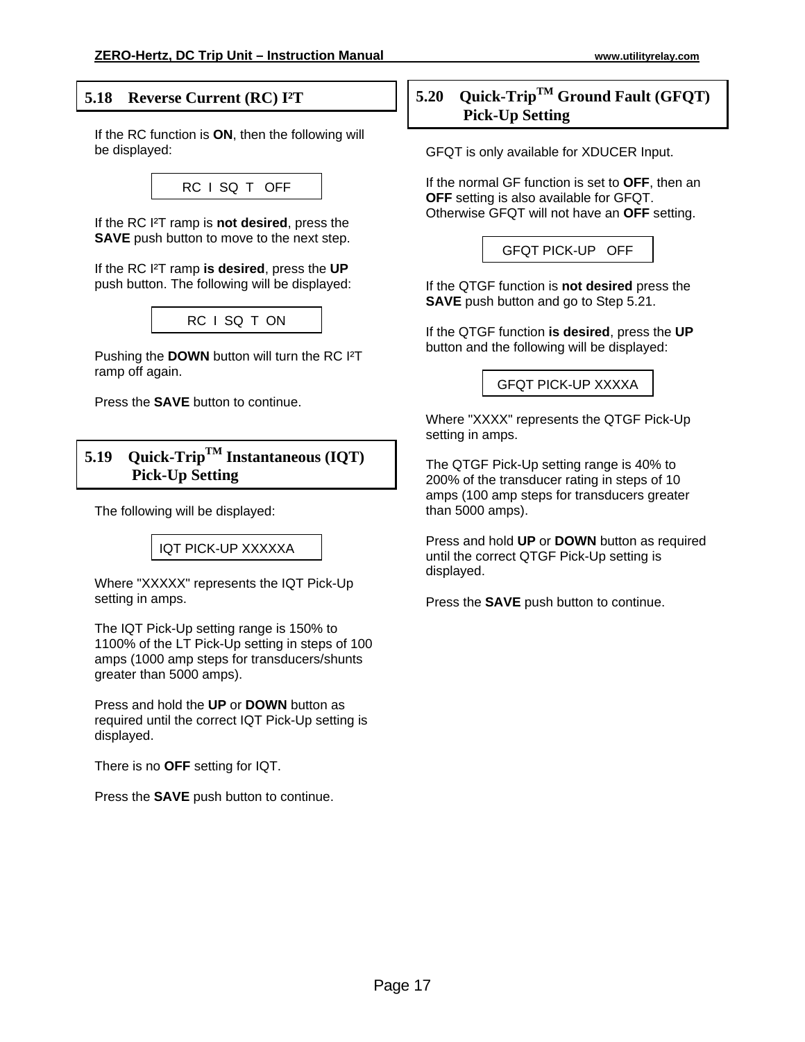## 5.18 Reverse Current (RC) $I^2T$

If the RC function is **ON**, then the following will be displayed:

```
RC I SQ T OFF
```

If the RC $I^2T$ ramp is **not desired**, press the **SAVE** push button to move to the next step.

If the RC $I^2T$ ramp **is desired**, press the **UP** push button. The following will be displayed:

```
RC I SQ T ON
```

Pushing the **DOWN** button will turn the RC $I^2T$ ramp off again.

Press the **SAVE** button to continue.

## 5.19 Quick-Trip™ Instantaneous (IQT) Pick-Up Setting

The following will be displayed:

```
IQT PICK-UP XXXXXA
```

Where "XXXXX" represents the IQT Pick-Up setting in amps.

The IQT Pick-Up setting range is 150% to 1100% of the LT Pick-Up setting in steps of 100 amps (1000 amp steps for transducers/shunts greater than 5000 amps).

Press and hold the **UP** or **DOWN** button as required until the correct IQT Pick-Up setting is displayed.

There is no **OFF** setting for IQT.

Press the **SAVE** push button to continue.

## 5.20 Quick-Trip™ Ground Fault (GFQT) Pick-Up Setting

GFQT is only available for XDUCER Input.

If the normal GF function is set to **OFF**, then an **OFF** setting is also available for GFQT. Otherwise GFQT will not have an **OFF** setting.

```
GFQT PICK-UP OFF
```

If the QTGF function is **not desired** press the **SAVE** push button and go to Step 5.21.

If the QTGF function **is desired**, press the **UP** button and the following will be displayed:

```
GFQT PICK-UP XXXXA
```

Where "XXXX" represents the QTGF Pick-Up setting in amps.

The QTGF Pick-Up setting range is 40% to 200% of the transducer rating in steps of 10 amps (100 amp steps for transducers greater than 5000 amps).

Press and hold **UP** or **DOWN** button as required until the correct QTGF Pick-Up setting is displayed.

Press the **SAVE** push button to continue.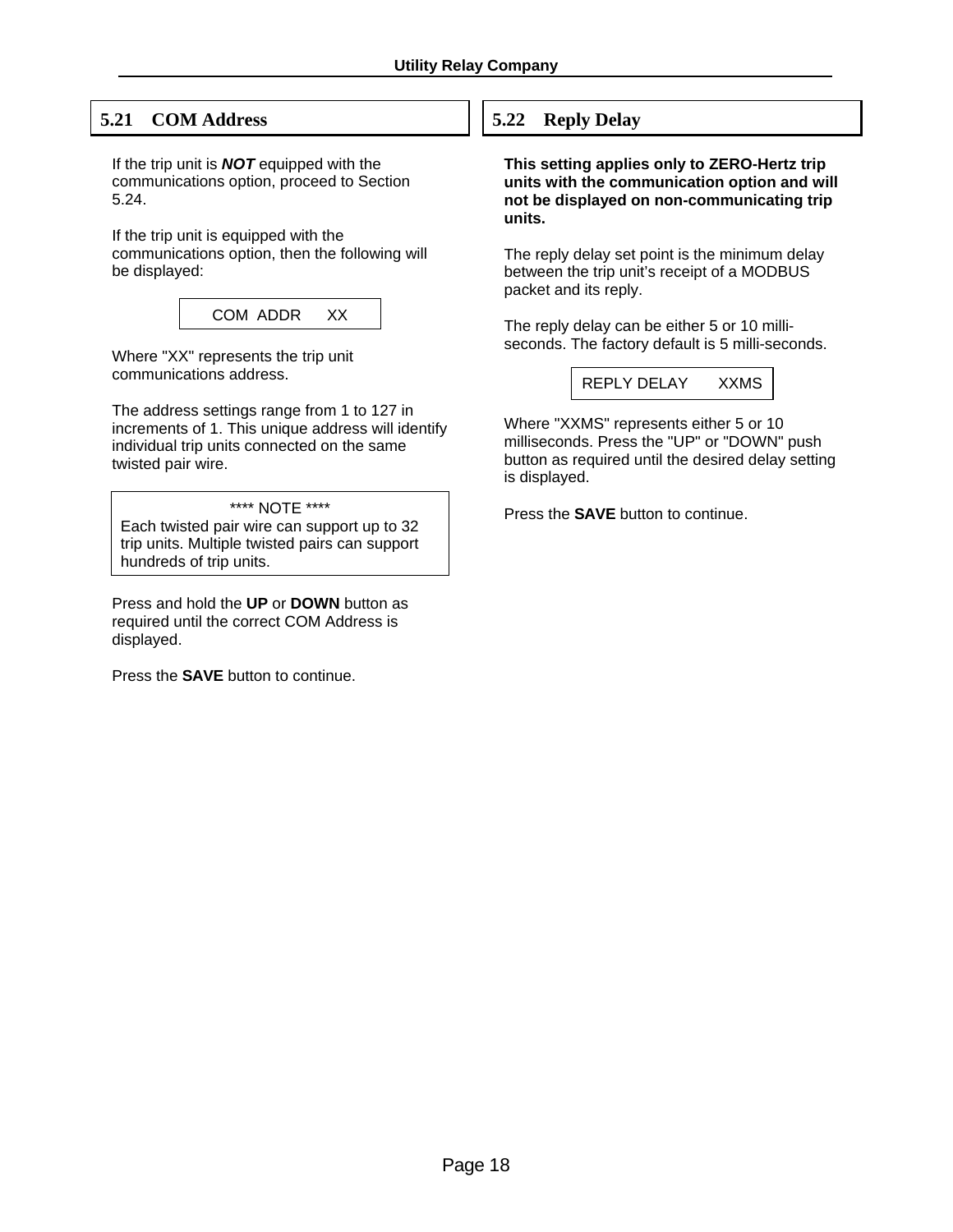## 5.21 COM Address

If the trip unit is ***NOT*** equipped with the communications option, proceed to Section 5.24.

If the trip unit is equipped with the communications option, then the following will be displayed:

```
COM  ADDR      XX
```

Where "XX" represents the trip unit communications address.

The address settings range from 1 to 127 in increments of 1. This unique address will identify individual trip units connected on the same twisted pair wire.

> **** NOTE ****
> Each twisted pair wire can support up to 32 trip units. Multiple twisted pairs can support hundreds of trip units.

Press and hold the **UP** or **DOWN** button as required until the correct COM Address is displayed.

Press the **SAVE** button to continue.

## 5.22 Reply Delay

**This setting applies only to ZERO-Hertz trip units with the communication option and will not be displayed on non-communicating trip units.**

The reply delay set point is the minimum delay between the trip unit's receipt of a MODBUS packet and its reply.

The reply delay can be either 5 or 10 milli-seconds. The factory default is 5 milli-seconds.

```
REPLY DELAY      XXMS
```

Where "XXMS" represents either 5 or 10 milliseconds. Press the "UP" or "DOWN" push button as required until the desired delay setting is displayed.

Press the **SAVE** button to continue.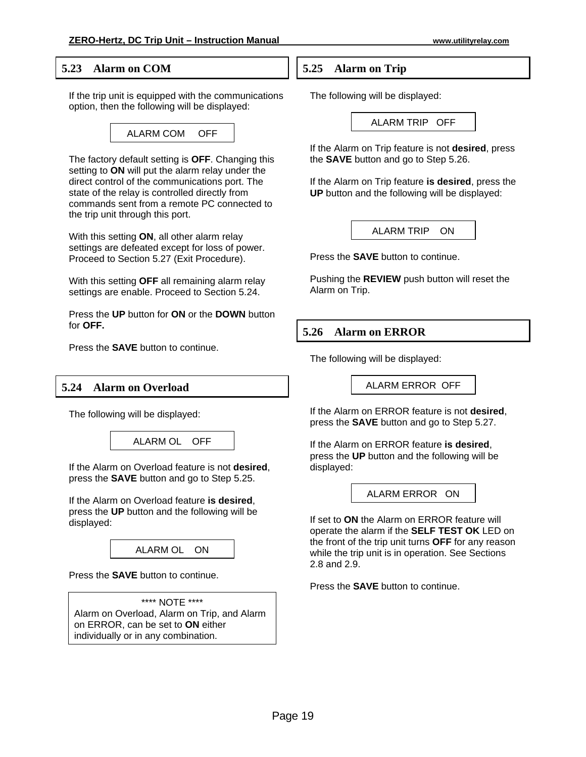## 5.23 Alarm on COM

If the trip unit is equipped with the communications option, then the following will be displayed:

```
ALARM COM     OFF
```

The factory default setting is **OFF**. Changing this setting to **ON** will put the alarm relay under the direct control of the communications port. The state of the relay is controlled directly from commands sent from a remote PC connected to the trip unit through this port.

With this setting **ON**, all other alarm relay settings are defeated except for loss of power. Proceed to Section 5.27 (Exit Procedure).

With this setting **OFF** all remaining alarm relay settings are enable. Proceed to Section 5.24.

Press the **UP** button for **ON** or the **DOWN** button for **OFF.**

Press the **SAVE** button to continue.

## 5.24 Alarm on Overload

The following will be displayed:

```
ALARM OL    OFF
```

If the Alarm on Overload feature is not **desired**, press the **SAVE** button and go to Step 5.25.

If the Alarm on Overload feature **is desired**, press the **UP** button and the following will be displayed:

```
ALARM OL    ON
```

Press the **SAVE** button to continue.

> **** NOTE ****
> Alarm on Overload, Alarm on Trip, and Alarm on ERROR, can be set to **ON** either individually or in any combination.

## 5.25 Alarm on Trip

The following will be displayed:

```
ALARM TRIP   OFF
```

If the Alarm on Trip feature is not **desired**, press the **SAVE** button and go to Step 5.26.

If the Alarm on Trip feature **is desired**, press the **UP** button and the following will be displayed:

```
ALARM TRIP    ON
```

Press the **SAVE** button to continue.

Pushing the **REVIEW** push button will reset the Alarm on Trip.

## 5.26 Alarm on ERROR

The following will be displayed:

```
ALARM ERROR  OFF
```

If the Alarm on ERROR feature is not **desired**, press the **SAVE** button and go to Step 5.27.

If the Alarm on ERROR feature **is desired**, press the **UP** button and the following will be displayed:

```
ALARM ERROR   ON
```

If set to **ON** the Alarm on ERROR feature will operate the alarm if the **SELF TEST OK** LED on the front of the trip unit turns **OFF** for any reason while the trip unit is in operation. See Sections 2.8 and 2.9.

Press the **SAVE** button to continue.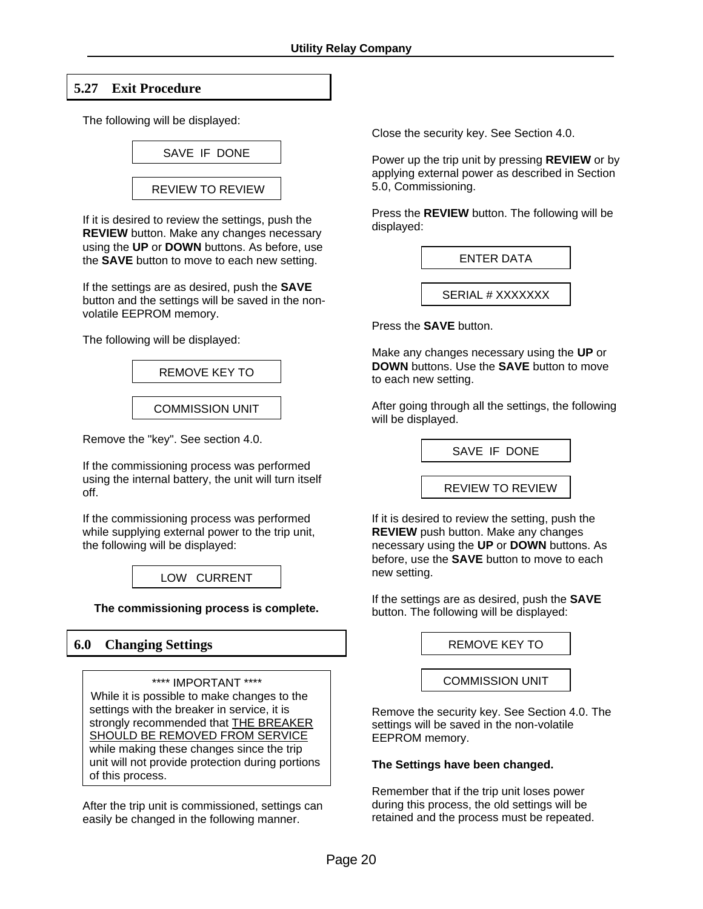## 5.27 Exit Procedure

The following will be displayed:

```
SAVE  IF  DONE
```

```
REVIEW TO REVIEW
```

If it is desired to review the settings, push the **REVIEW** button. Make any changes necessary using the **UP** or **DOWN** buttons. As before, use the **SAVE** button to move to each new setting.

If the settings are as desired, push the **SAVE** button and the settings will be saved in the non-volatile EEPROM memory.

The following will be displayed:

```
REMOVE KEY TO
```

```
COMMISSION UNIT
```

Remove the "key". See section 4.0.

If the commissioning process was performed using the internal battery, the unit will turn itself off.

If the commissioning process was performed while supplying external power to the trip unit, the following will be displayed:

```
LOW   CURRENT
```

**The commissioning process is complete.**

## 6.0 Changing Settings

> **** IMPORTANT ****
> While it is possible to make changes to the settings with the breaker in service, it is strongly recommended that THE BREAKER SHOULD BE REMOVED FROM SERVICE while making these changes since the trip unit will not provide protection during portions of this process.

After the trip unit is commissioned, settings can easily be changed in the following manner.

Close the security key. See Section 4.0.

Power up the trip unit by pressing **REVIEW** or by applying external power as described in Section 5.0, Commissioning.

Press the **REVIEW** button. The following will be displayed:

```
ENTER DATA
```

```
SERIAL # XXXXXXX
```

Press the **SAVE** button.

Make any changes necessary using the **UP** or **DOWN** buttons. Use the **SAVE** button to move to each new setting.

After going through all the settings, the following will be displayed.

```
SAVE  IF  DONE
```

```
REVIEW TO REVIEW
```

If it is desired to review the setting, push the **REVIEW** push button. Make any changes necessary using the **UP** or **DOWN** buttons. As before, use the **SAVE** button to move to each new setting.

If the settings are as desired, push the **SAVE** button. The following will be displayed:

```
REMOVE KEY TO
```

```
COMMISSION UNIT
```

Remove the security key. See Section 4.0. The settings will be saved in the non-volatile EEPROM memory.

**The Settings have been changed.**

Remember that if the trip unit loses power during this process, the old settings will be retained and the process must be repeated.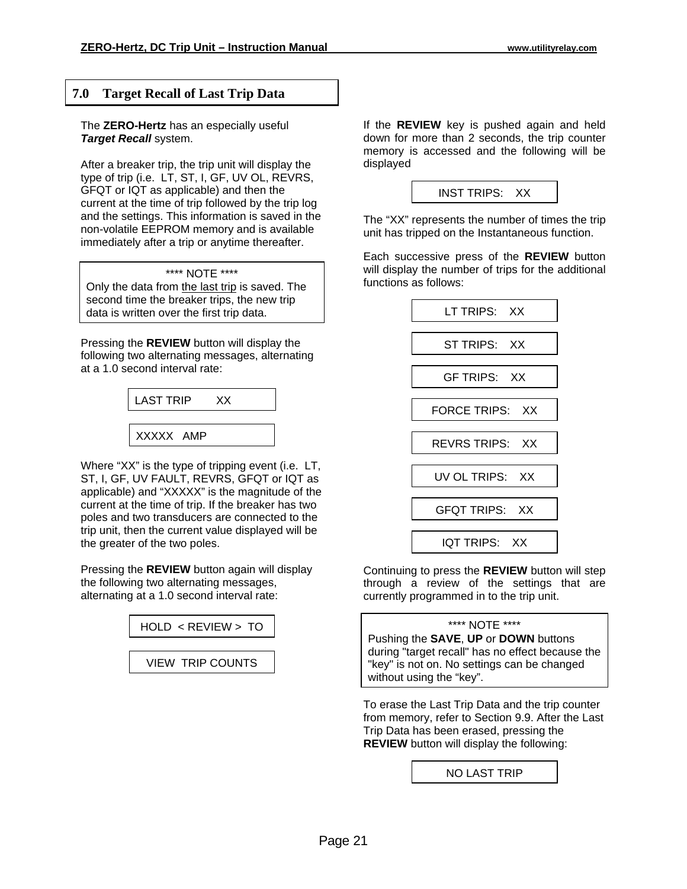## 7.0 Target Recall of Last Trip Data

The **ZERO-Hertz** has an especially useful ***Target Recall*** system.

After a breaker trip, the trip unit will display the type of trip (i.e. LT, ST, I, GF, UV OL, REVRS, GFQT or IQT as applicable) and then the current at the time of trip followed by the trip log and the settings. This information is saved in the non-volatile EEPROM memory and is available immediately after a trip or anytime thereafter.

> **** NOTE ****
> Only the data from <u>the last trip</u> is saved. The second time the breaker trips, the new trip data is written over the first trip data.

Pressing the **REVIEW** button will display the following two alternating messages, alternating at a 1.0 second interval rate:

```
LAST TRIP      XX
```

```
XXXXX   AMP
```

Where "XX" is the type of tripping event (i.e. LT, ST, I, GF, UV FAULT, REVRS, GFQT or IQT as applicable) and "XXXXX" is the magnitude of the current at the time of trip. If the breaker has two poles and two transducers are connected to the trip unit, then the current value displayed will be the greater of the two poles.

Pressing the **REVIEW** button again will display the following two alternating messages, alternating at a 1.0 second interval rate:

```
HOLD  < REVIEW >  TO
```

```
VIEW  TRIP COUNTS
```

If the **REVIEW** key is pushed again and held down for more than 2 seconds, the trip counter memory is accessed and the following will be displayed

```
INST TRIPS:    XX
```

The "XX" represents the number of times the trip unit has tripped on the Instantaneous function.

Each successive press of the **REVIEW** button will display the number of trips for the additional functions as follows:

```
LT TRIPS:    XX
```

```
ST TRIPS:    XX
```

```
GF TRIPS:    XX
```

```
FORCE TRIPS:    XX
```

```
REVRS TRIPS:    XX
```

```
UV OL TRIPS:    XX
```

```
GFQT TRIPS:    XX
```

```
IQT TRIPS:    XX
```

Continuing to press the **REVIEW** button will step through a review of the settings that are currently programmed in to the trip unit.

> **** NOTE ****
> Pushing the **SAVE**, **UP** or **DOWN** buttons during "target recall" has no effect because the "key" is not on. No settings can be changed without using the "key".

To erase the Last Trip Data and the trip counter from memory, refer to Section 9.9. After the Last Trip Data has been erased, pressing the **REVIEW** button will display the following:

```
NO LAST TRIP
```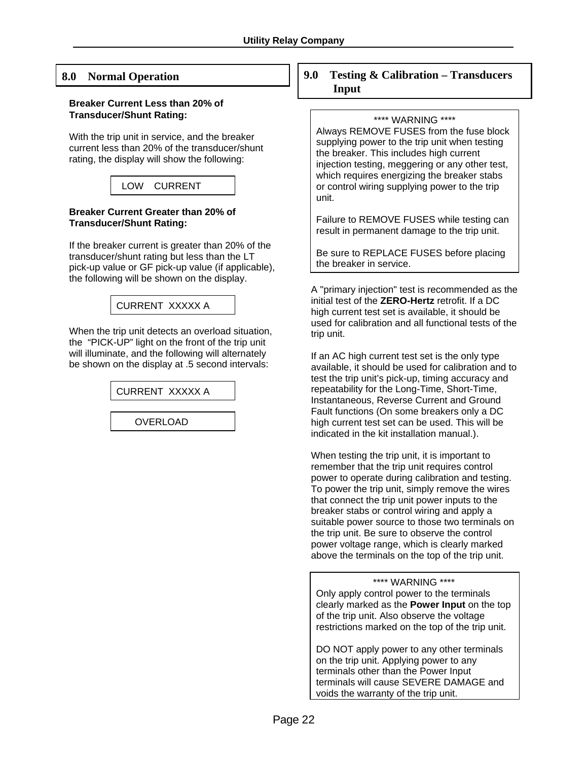## 8.0 Normal Operation

**Breaker Current Less than 20% of Transducer/Shunt Rating:**

With the trip unit in service, and the breaker current less than 20% of the transducer/shunt rating, the display will show the following:

```
LOW    CURRENT
```

**Breaker Current Greater than 20% of Transducer/Shunt Rating:**

If the breaker current is greater than 20% of the transducer/shunt rating but less than the LT pick-up value or GF pick-up value (if applicable), the following will be shown on the display.

```
CURRENT  XXXXX A
```

When the trip unit detects an overload situation, the "PICK-UP" light on the front of the trip unit will illuminate, and the following will alternately be shown on the display at .5 second intervals:

```
CURRENT  XXXXX A
```

```
OVERLOAD
```

## 9.0 Testing & Calibration – Transducers Input

> **** WARNING ****
>
> Always REMOVE FUSES from the fuse block supplying power to the trip unit when testing the breaker. This includes high current injection testing, meggering or any other test, which requires energizing the breaker stabs or control wiring supplying power to the trip unit.
>
> Failure to REMOVE FUSES while testing can result in permanent damage to the trip unit.
>
> Be sure to REPLACE FUSES before placing the breaker in service.

A "primary injection" test is recommended as the initial test of the **ZERO-Hertz** retrofit. If a DC high current test set is available, it should be used for calibration and all functional tests of the trip unit.

If an AC high current test set is the only type available, it should be used for calibration and to test the trip unit's pick-up, timing accuracy and repeatability for the Long-Time, Short-Time, Instantaneous, Reverse Current and Ground Fault functions (On some breakers only a DC high current test set can be used. This will be indicated in the kit installation manual.).

When testing the trip unit, it is important to remember that the trip unit requires control power to operate during calibration and testing. To power the trip unit, simply remove the wires that connect the trip unit power inputs to the breaker stabs or control wiring and apply a suitable power source to those two terminals on the trip unit. Be sure to observe the control power voltage range, which is clearly marked above the terminals on the top of the trip unit.

> **** WARNING ****
>
> Only apply control power to the terminals clearly marked as the **Power Input** on the top of the trip unit. Also observe the voltage restrictions marked on the top of the trip unit.
>
> DO NOT apply power to any other terminals on the trip unit. Applying power to any terminals other than the Power Input terminals will cause SEVERE DAMAGE and voids the warranty of the trip unit.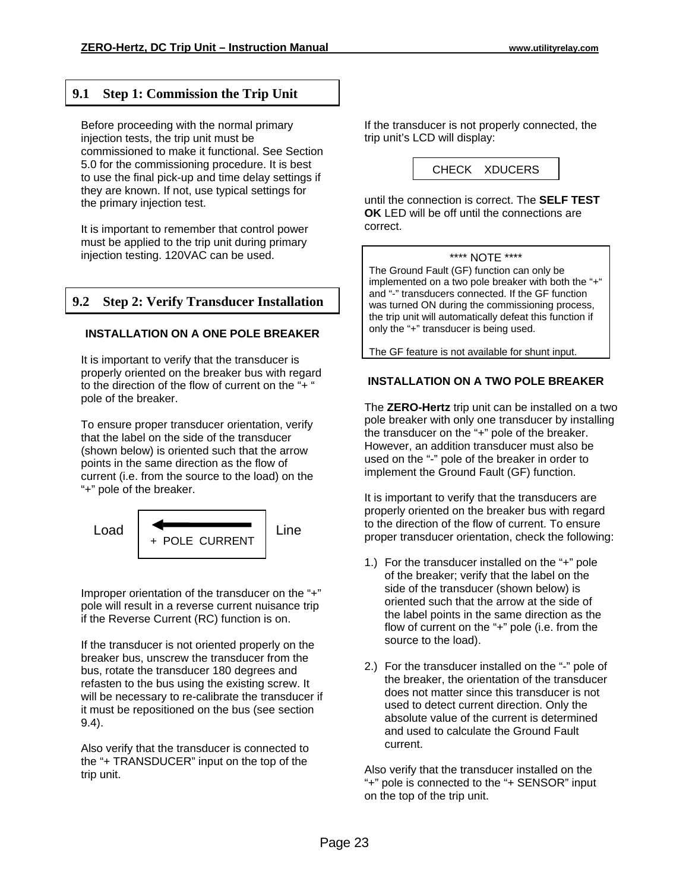## 9.1 Step 1: Commission the Trip Unit

Before proceeding with the normal primary injection tests, the trip unit must be commissioned to make it functional. See Section 5.0 for the commissioning procedure. It is best to use the final pick-up and time delay settings if they are known. If not, use typical settings for the primary injection test.

It is important to remember that control power must be applied to the trip unit during primary injection testing. 120VAC can be used.

## 9.2 Step 2: Verify Transducer Installation

### INSTALLATION ON A ONE POLE BREAKER

It is important to verify that the transducer is properly oriented on the breaker bus with regard to the direction of the flow of current on the "+ " pole of the breaker.

To ensure proper transducer orientation, verify that the label on the side of the transducer (shown below) is oriented such that the arrow points in the same direction as the flow of current (i.e. from the source to the load) on the "+" pole of the breaker.

Load ← + POLE CURRENT Line

Improper orientation of the transducer on the "+" pole will result in a reverse current nuisance trip if the Reverse Current (RC) function is on.

If the transducer is not oriented properly on the breaker bus, unscrew the transducer from the bus, rotate the transducer 180 degrees and refasten to the bus using the existing screw. It will be necessary to re-calibrate the transducer if it must be repositioned on the bus (see section 9.4).

Also verify that the transducer is connected to the "+ TRANSDUCER" input on the top of the trip unit.

If the transducer is not properly connected, the trip unit's LCD will display:

```
CHECK    XDUCERS
```

until the connection is correct. The **SELF TEST OK** LED will be off until the connections are correct.

> **** NOTE ****
>
> The Ground Fault (GF) function can only be implemented on a two pole breaker with both the "+" and "-" transducers connected. If the GF function was turned ON during the commissioning process, the trip unit will automatically defeat this function if only the "+" transducer is being used.
>
> The GF feature is not available for shunt input.

### INSTALLATION ON A TWO POLE BREAKER

The **ZERO-Hertz** trip unit can be installed on a two pole breaker with only one transducer by installing the transducer on the "+" pole of the breaker. However, an addition transducer must also be used on the "-" pole of the breaker in order to implement the Ground Fault (GF) function.

It is important to verify that the transducers are properly oriented on the breaker bus with regard to the direction of the flow of current. To ensure proper transducer orientation, check the following:

1.) For the transducer installed on the "+" pole of the breaker; verify that the label on the side of the transducer (shown below) is oriented such that the arrow at the side of the label points in the same direction as the flow of current on the "+" pole (i.e. from the source to the load).

2.) For the transducer installed on the "-" pole of the breaker, the orientation of the transducer does not matter since this transducer is not used to detect current direction. Only the absolute value of the current is determined and used to calculate the Ground Fault current.

Also verify that the transducer installed on the "+" pole is connected to the "+ SENSOR" input on the top of the trip unit.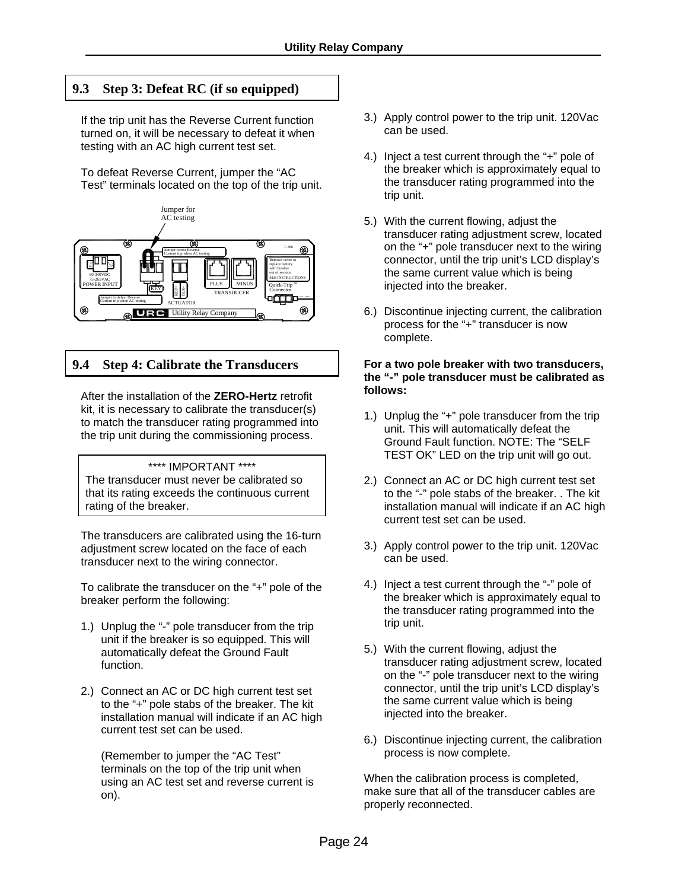## 9.3 Step 3: Defeat RC (if so equipped)

If the trip unit has the Reverse Current function turned on, it will be necessary to defeat it when testing with an AC high current test set.

To defeat Reverse Current, jumper the "AC Test" terminals located on the top of the trip unit.

Jumper for AC testing

## 9.4 Step 4: Calibrate the Transducers

After the installation of the **ZERO-Hertz** retrofit kit, it is necessary to calibrate the transducer(s) to match the transducer rating programmed into the trip unit during the commissioning process.

> **** IMPORTANT ****
> The transducer must never be calibrated so that its rating exceeds the continuous current rating of the breaker.

The transducers are calibrated using the 16-turn adjustment screw located on the face of each transducer next to the wiring connector.

To calibrate the transducer on the "+" pole of the breaker perform the following:

1.) Unplug the "-" pole transducer from the trip unit if the breaker is so equipped. This will automatically defeat the Ground Fault function.

2.) Connect an AC or DC high current test set to the "+" pole stabs of the breaker. The kit installation manual will indicate if an AC high current test set can be used.

    (Remember to jumper the "AC Test" terminals on the top of the trip unit when using an AC test set and reverse current is on).

3.) Apply control power to the trip unit. 120Vac can be used.

4.) Inject a test current through the "+" pole of the breaker which is approximately equal to the transducer rating programmed into the trip unit.

5.) With the current flowing, adjust the transducer rating adjustment screw, located on the "+" pole transducer next to the wiring connector, until the trip unit's LCD display's the same current value which is being injected into the breaker.

6.) Discontinue injecting current, the calibration process for the "+" transducer is now complete.

**For a two pole breaker with two transducers, the "-" pole transducer must be calibrated as follows:**

1.) Unplug the "+" pole transducer from the trip unit. This will automatically defeat the Ground Fault function. NOTE: The "SELF TEST OK" LED on the trip unit will go out.

2.) Connect an AC or DC high current test set to the "-" pole stabs of the breaker. . The kit installation manual will indicate if an AC high current test set can be used.

3.) Apply control power to the trip unit. 120Vac can be used.

4.) Inject a test current through the "-" pole of the breaker which is approximately equal to the transducer rating programmed into the trip unit.

5.) With the current flowing, adjust the transducer rating adjustment screw, located on the "-" pole transducer next to the wiring connector, until the trip unit's LCD display's the same current value which is being injected into the breaker.

6.) Discontinue injecting current, the calibration process is now complete.

When the calibration process is completed, make sure that all of the transducer cables are properly reconnected.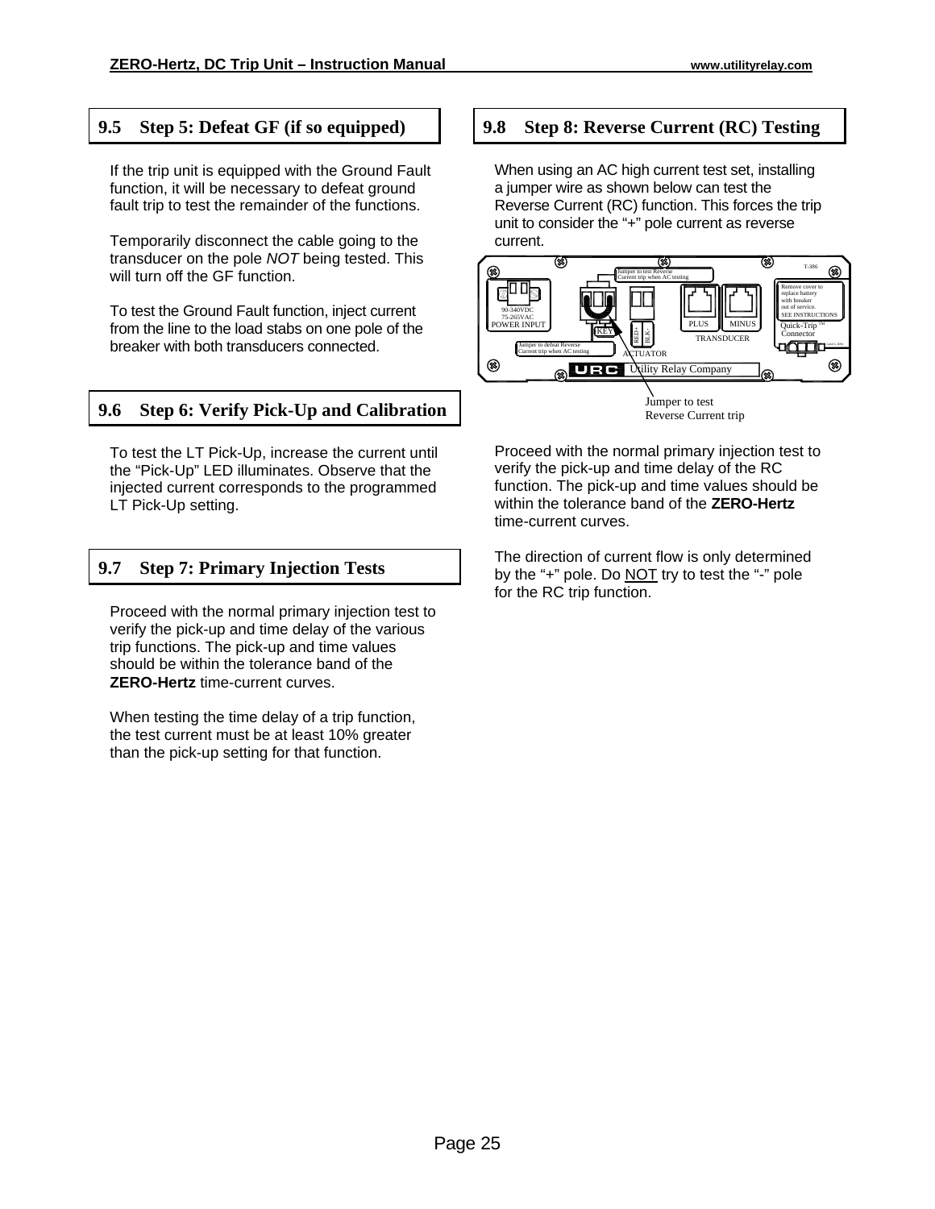## 9.5 Step 5: Defeat GF (if so equipped)

If the trip unit is equipped with the Ground Fault function, it will be necessary to defeat ground fault trip to test the remainder of the functions.

Temporarily disconnect the cable going to the transducer on the pole *NOT* being tested. This will turn off the GF function.

To test the Ground Fault function, inject current from the line to the load stabs on one pole of the breaker with both transducers connected.

## 9.6 Step 6: Verify Pick-Up and Calibration

To test the LT Pick-Up, increase the current until the "Pick-Up" LED illuminates. Observe that the injected current corresponds to the programmed LT Pick-Up setting.

## 9.7 Step 7: Primary Injection Tests

Proceed with the normal primary injection test to verify the pick-up and time delay of the various trip functions. The pick-up and time values should be within the tolerance band of the **ZERO-Hertz** time-current curves.

When testing the time delay of a trip function, the test current must be at least 10% greater than the pick-up setting for that function.

## 9.8 Step 8: Reverse Current (RC) Testing

When using an AC high current test set, installing a jumper wire as shown below can test the Reverse Current (RC) function. This forces the trip unit to consider the "+" pole current as reverse current.

Jumper to test Reverse Current trip

Proceed with the normal primary injection test to verify the pick-up and time delay of the RC function. The pick-up and time values should be within the tolerance band of the **ZERO-Hertz** time-current curves.

The direction of current flow is only determined by the "+" pole. Do <u>NOT</u> try to test the "-" pole for the RC trip function.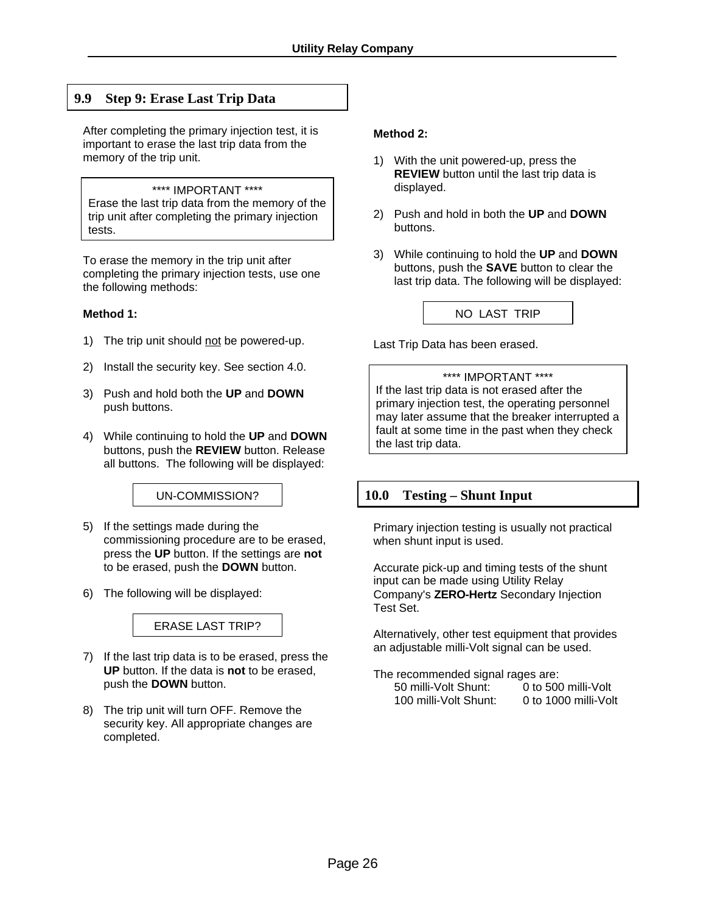## 9.9 Step 9: Erase Last Trip Data

After completing the primary injection test, it is important to erase the last trip data from the memory of the trip unit.

> **** IMPORTANT ****
> Erase the last trip data from the memory of the trip unit after completing the primary injection tests.

To erase the memory in the trip unit after completing the primary injection tests, use one the following methods:

**Method 1:**

1) The trip unit should not be powered-up.
2) Install the security key. See section 4.0.
3) Push and hold both the **UP** and **DOWN** push buttons.
4) While continuing to hold the **UP** and **DOWN** buttons, push the **REVIEW** button. Release all buttons. The following will be displayed:

```
UN-COMMISSION?
```

5) If the settings made during the commissioning procedure are to be erased, press the **UP** button. If the settings are **not** to be erased, push the **DOWN** button.
6) The following will be displayed:

```
ERASE LAST TRIP?
```

7) If the last trip data is to be erased, press the **UP** button. If the data is **not** to be erased, push the **DOWN** button.
8) The trip unit will turn OFF. Remove the security key. All appropriate changes are completed.

**Method 2:**

1) With the unit powered-up, press the **REVIEW** button until the last trip data is displayed.
2) Push and hold in both the **UP** and **DOWN** buttons.
3) While continuing to hold the **UP** and **DOWN** buttons, push the **SAVE** button to clear the last trip data. The following will be displayed:

```
NO  LAST  TRIP
```

Last Trip Data has been erased.

> **** IMPORTANT ****
> If the last trip data is not erased after the primary injection test, the operating personnel may later assume that the breaker interrupted a fault at some time in the past when they check the last trip data.

## 10.0 Testing – Shunt Input

Primary injection testing is usually not practical when shunt input is used.

Accurate pick-up and timing tests of the shunt input can be made using Utility Relay Company's **ZERO-Hertz** Secondary Injection Test Set.

Alternatively, other test equipment that provides an adjustable milli-Volt signal can be used.

The recommended signal rages are:

| | |
|---|---|
| 50 milli-Volt Shunt: | 0 to 500 milli-Volt |
| 100 milli-Volt Shunt: | 0 to 1000 milli-Volt |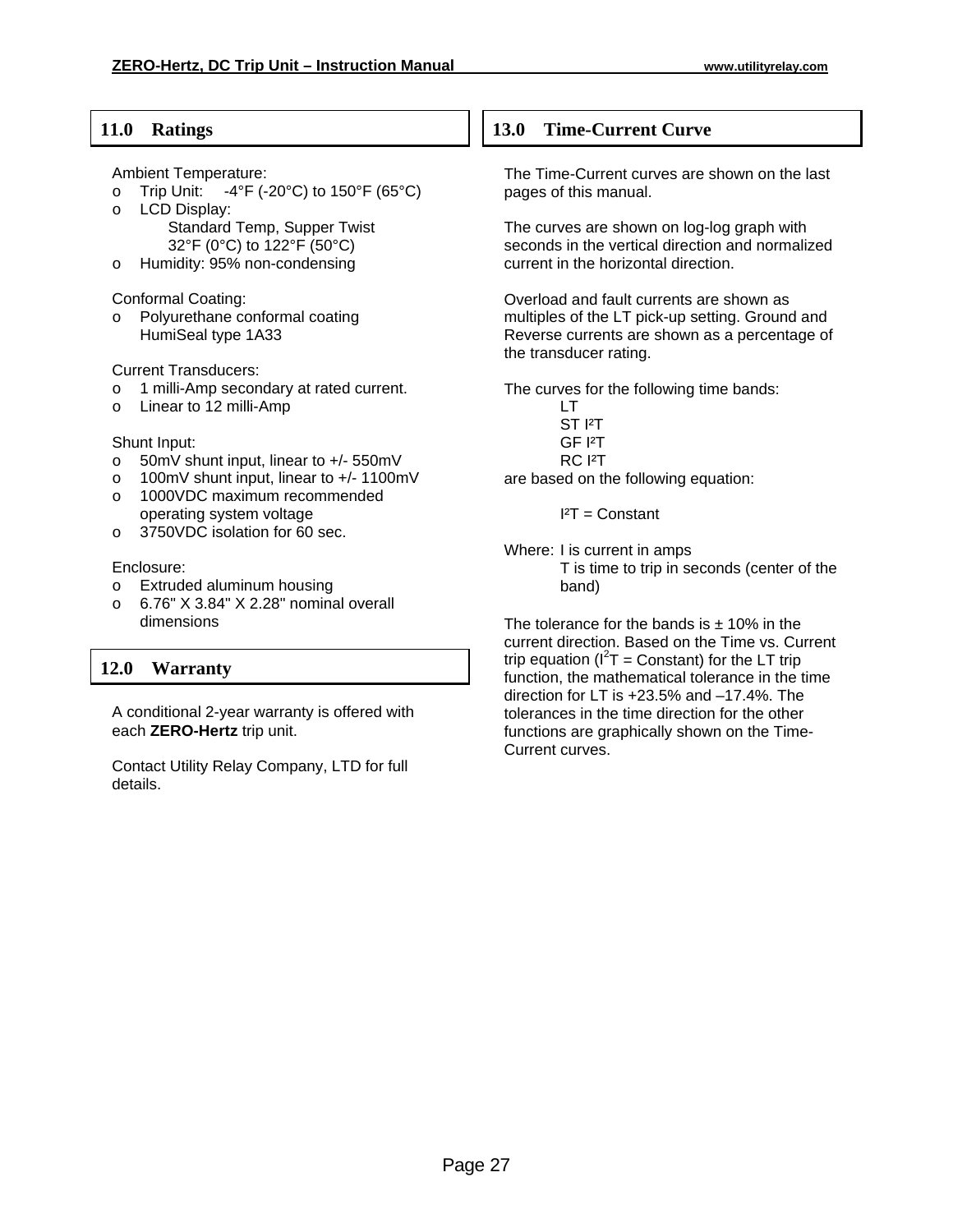## 11.0 Ratings

Ambient Temperature:

- Trip Unit: -4°F (-20°C) to 150°F (65°C)
- LCD Display:
  Standard Temp, Supper Twist
  32°F (0°C) to 122°F (50°C)
- Humidity: 95% non-condensing

Conformal Coating:

- Polyurethane conformal coating HumiSeal type 1A33

Current Transducers:

- 1 milli-Amp secondary at rated current.
- Linear to 12 milli-Amp

Shunt Input:

- 50mV shunt input, linear to +/- 550mV
- 100mV shunt input, linear to +/- 1100mV
- 1000VDC maximum recommended operating system voltage
- 3750VDC isolation for 60 sec.

Enclosure:

- Extruded aluminum housing
- 6.76" X 3.84" X 2.28" nominal overall dimensions

## 12.0 Warranty

A conditional 2-year warranty is offered with each **ZERO-Hertz** trip unit.

Contact Utility Relay Company, LTD for full details.

## 13.0 Time-Current Curve

The Time-Current curves are shown on the last pages of this manual.

The curves are shown on log-log graph with seconds in the vertical direction and normalized current in the horizontal direction.

Overload and fault currents are shown as multiples of the LT pick-up setting. Ground and Reverse currents are shown as a percentage of the transducer rating.

The curves for the following time bands:

LT
ST $I^2T$
GF $I^2T$
RC $I^2T$

are based on the following equation:

$$I^2T = \text{Constant}$$

Where: I is current in amps
T is time to trip in seconds (center of the band)

The tolerance for the bands is ± 10% in the current direction. Based on the Time vs. Current trip equation ($I^2T$ = Constant) for the LT trip function, the mathematical tolerance in the time direction for LT is +23.5% and –17.4%. The tolerances in the time direction for the other functions are graphically shown on the Time-Current curves.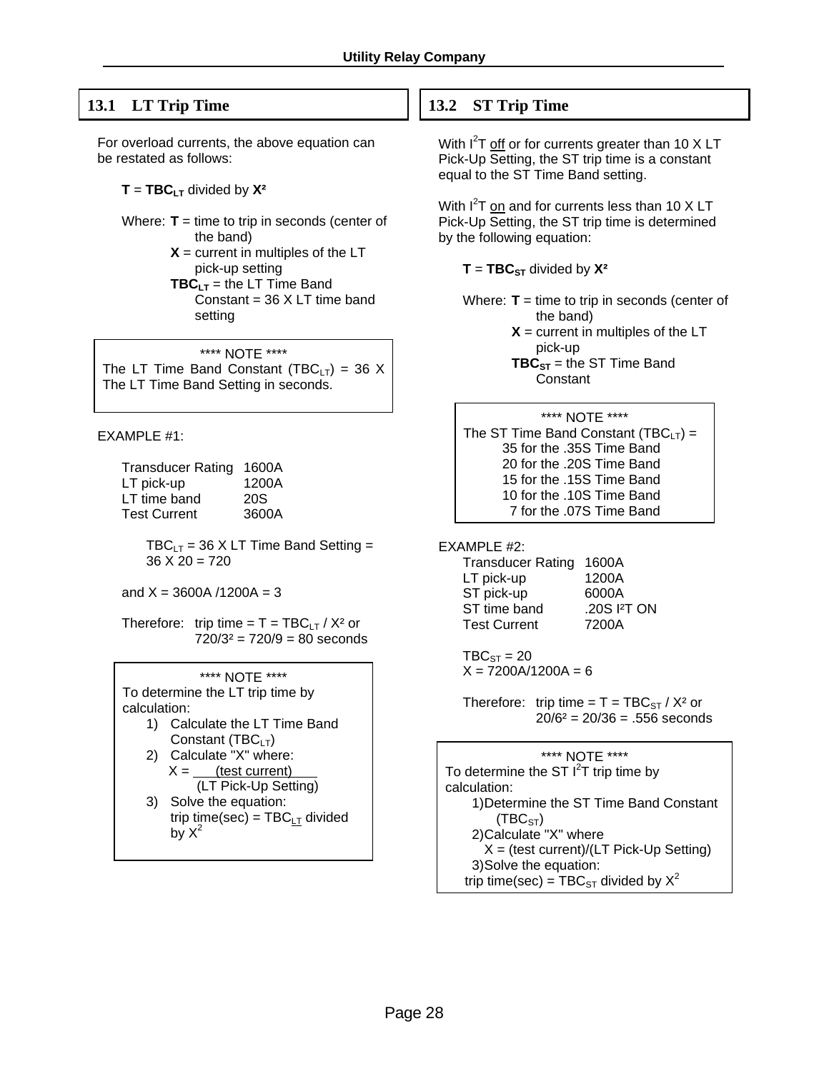## 13.1 LT Trip Time

For overload currents, the above equation can be restated as follows:

**T** = **$TBC_{LT}$** divided by **$X^2$**

Where: **T** = time to trip in seconds (center of the band)
**X** = current in multiples of the LT pick-up setting
**$TBC_{LT}$** = the LT Time Band Constant = 36 X LT time band setting

> **** NOTE ****
> The LT Time Band Constant ($TBC_{LT}$) = 36 X The LT Time Band Setting in seconds.

EXAMPLE #1:

| | |
|---|---|
| Transducer Rating | 1600A |
| LT pick-up | 1200A |
| LT time band | 20S |
| Test Current | 3600A |

$TBC_{LT}$ = 36 X LT Time Band Setting = 36 X 20 = 720

and X = 3600A /1200A = 3

Therefore: trip time = T = $TBC_{LT}$ / $X^2$ or
$720/3^2 = 720/9 = 80$ seconds

> **** NOTE ****
> To determine the LT trip time by calculation:
> 1) Calculate the LT Time Band Constant ($TBC_{LT}$)
> 2) Calculate "X" where:
> $X = \dfrac{\text{(test current)}}{\text{(LT Pick-Up Setting)}}$
> 3) Solve the equation:
> trip time(sec) = $TBC_{LT}$ divided by $X^2$

## 13.2 ST Trip Time

With $I^2T$ off or for currents greater than 10 X LT Pick-Up Setting, the ST trip time is a constant equal to the ST Time Band setting.

With $I^2T$ on and for currents less than 10 X LT Pick-Up Setting, the ST trip time is determined by the following equation:

**T** = **$TBC_{ST}$** divided by **$X^2$**

Where: **T** = time to trip in seconds (center of the band)
**X** = current in multiples of the LT pick-up
**$TBC_{ST}$** = the ST Time Band Constant

> **** NOTE ****
> The ST Time Band Constant ($TBC_{LT}$) =
> 35 for the .35S Time Band
> 20 for the .20S Time Band
> 15 for the .15S Time Band
> 10 for the .10S Time Band
> 7 for the .07S Time Band

EXAMPLE #2:

| | |
|---|---|
| Transducer Rating | 1600A |
| LT pick-up | 1200A |
| ST pick-up | 6000A |
| ST time band | .20S $I^2T$ ON |
| Test Current | 7200A |

$TBC_{ST}$ = 20
X = 7200A/1200A = 6

Therefore: trip time = T = $TBC_{ST}$ / $X^2$ or
$20/6^2 = 20/36 = .556$ seconds

> **** NOTE ****
> To determine the ST $I^2T$ trip time by calculation:
> 1) Determine the ST Time Band Constant ($TBC_{ST}$)
> 2) Calculate "X" where
> X = (test current)/(LT Pick-Up Setting)
> 3) Solve the equation:
> trip time(sec) = $TBC_{ST}$ divided by $X^2$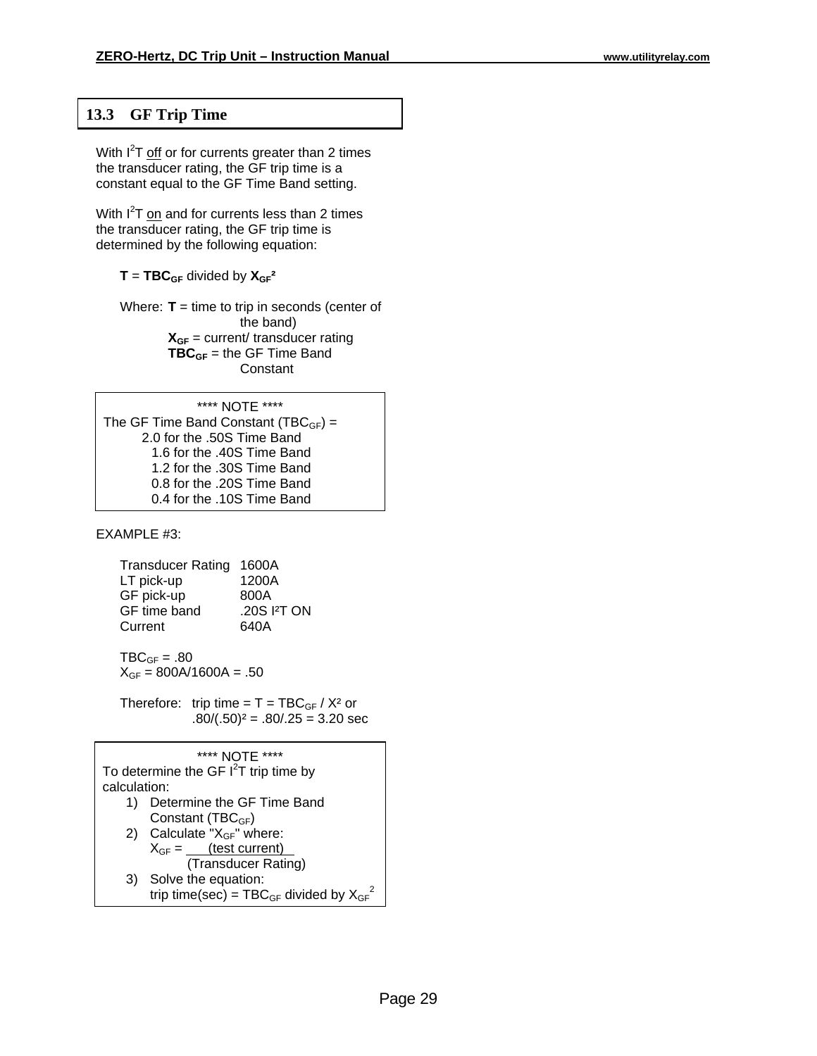## 13.3 GF Trip Time

With $I^2T$ off or for currents greater than 2 times the transducer rating, the GF trip time is a constant equal to the GF Time Band setting.

With $I^2T$ on and for currents less than 2 times the transducer rating, the GF trip time is determined by the following equation:

**T** = $\mathbf{TBC_{GF}}$ divided by $\mathbf{X_{GF}^2}$

Where: **T** = time to trip in seconds (center of the band)
$\mathbf{X_{GF}}$ = current/ transducer rating
$\mathbf{TBC_{GF}}$ = the GF Time Band Constant

> **** NOTE ****
> The GF Time Band Constant ($TBC_{GF}$) =
> 2.0 for the .50S Time Band
> 1.6 for the .40S Time Band
> 1.2 for the .30S Time Band
> 0.8 for the .20S Time Band
> 0.4 for the .10S Time Band

EXAMPLE #3:

| | |
|---|---|
| Transducer Rating | 1600A |
| LT pick-up | 1200A |
| GF pick-up | 800A |
| GF time band | .20S $I^2T$ ON |
| Current | 640A |

$TBC_{GF}$ = .80
$X_{GF}$ = 800A/1600A = .50

Therefore: trip time = T = $TBC_{GF}$ / $X^2$ or
.80/(.50)² = .80/.25 = 3.20 sec

> **** NOTE ****
> To determine the GF $I^2T$ trip time by calculation:
> 1) Determine the GF Time Band Constant ($TBC_{GF}$)
> 2) Calculate "$X_{GF}$" where:
> $X_{GF} = \frac{\text{(test current)}}{\text{(Transducer Rating)}}$
> 3) Solve the equation:
> trip time(sec) = $TBC_{GF}$ divided by $X_{GF}^2$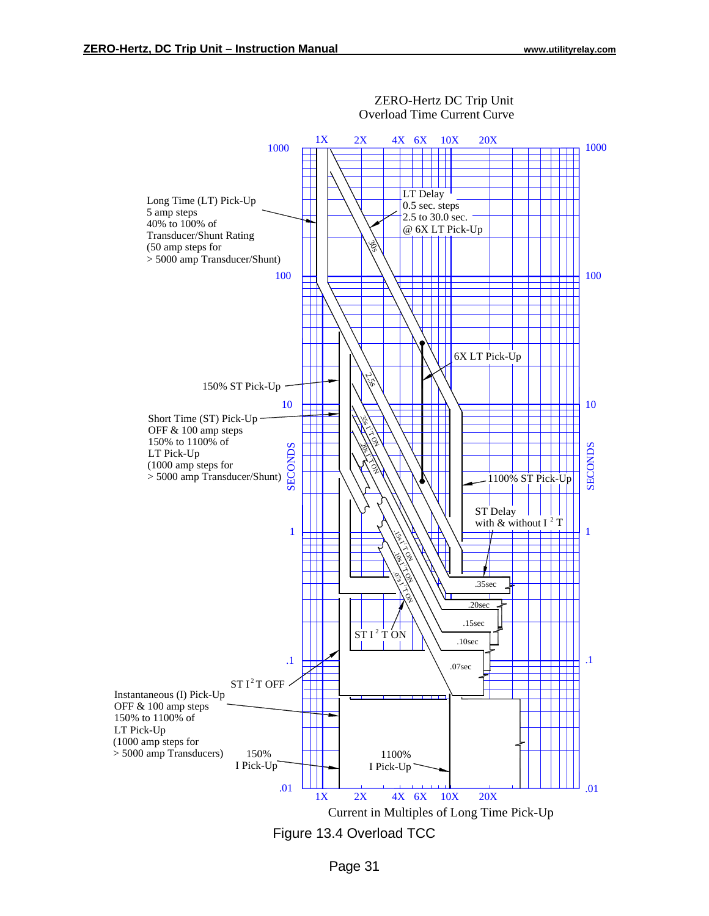ZERO-Hertz DC Trip Unit
Overload Time Current Curve

Long Time (LT) Pick-Up
5 amp steps
40% to 100% of
Transducer/Shunt Rating
(50 amp steps for
> 5000 amp Transducer/Shunt)

LT Delay
0.5 sec. steps
2.5 to 30.0 sec.
@ 6X LT Pick-Up

6X LT Pick-Up

150% ST Pick-Up

Short Time (ST) Pick-Up
OFF & 100 amp steps
150% to 1100% of
LT Pick-Up
(1000 amp steps for
> 5000 amp Transducer/Shunt)

1100% ST Pick-Up

ST Delay
with & without $I^2T$

ST $I^2T$ ON

ST $I^2T$ OFF

Instantaneous (I) Pick-Up
OFF & 100 amp steps
150% to 1100% of
LT Pick-Up
(1000 amp steps for
> 5000 amp Transducers)

150%
I Pick-Up

1100%
I Pick-Up

Current in Multiples of Long Time Pick-Up

Figure 13.4 Overload TCC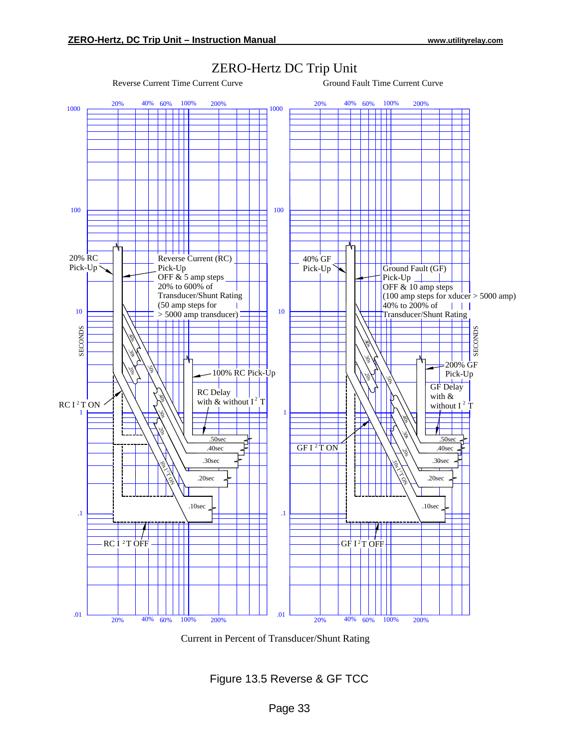# ZERO-Hertz DC Trip Unit

Reverse Current Time Current Curve

Ground Fault Time Current Curve

20% RC Pick-Up

Reverse Current (RC) Pick-Up
OFF & 5 amp steps
20% to 600% of Transducer/Shunt Rating
(50 amp steps for > 5000 amp transducer)

100% RC Pick-Up

RC Delay with & without $I^2T$

RC $I^2T$ ON

RC $I^2T$ OFF

.50sec
.40sec
.30sec
.20sec
.10sec

40% GF Pick-Up

Ground Fault (GF) Pick-Up
OFF & 10 amp steps
(100 amp steps for xducer > 5000 amp)
40% to 200% of Transducer/Shunt Rating

200% GF Pick-Up

GF Delay with & without $I^2T$

GF $I^2T$ ON

GF $I^2T$ OFF

.50sec
.40sec
.30sec
.20sec
.10sec

SECONDS

Current in Percent of Transducer/Shunt Rating

Figure 13.5 Reverse & GF TCC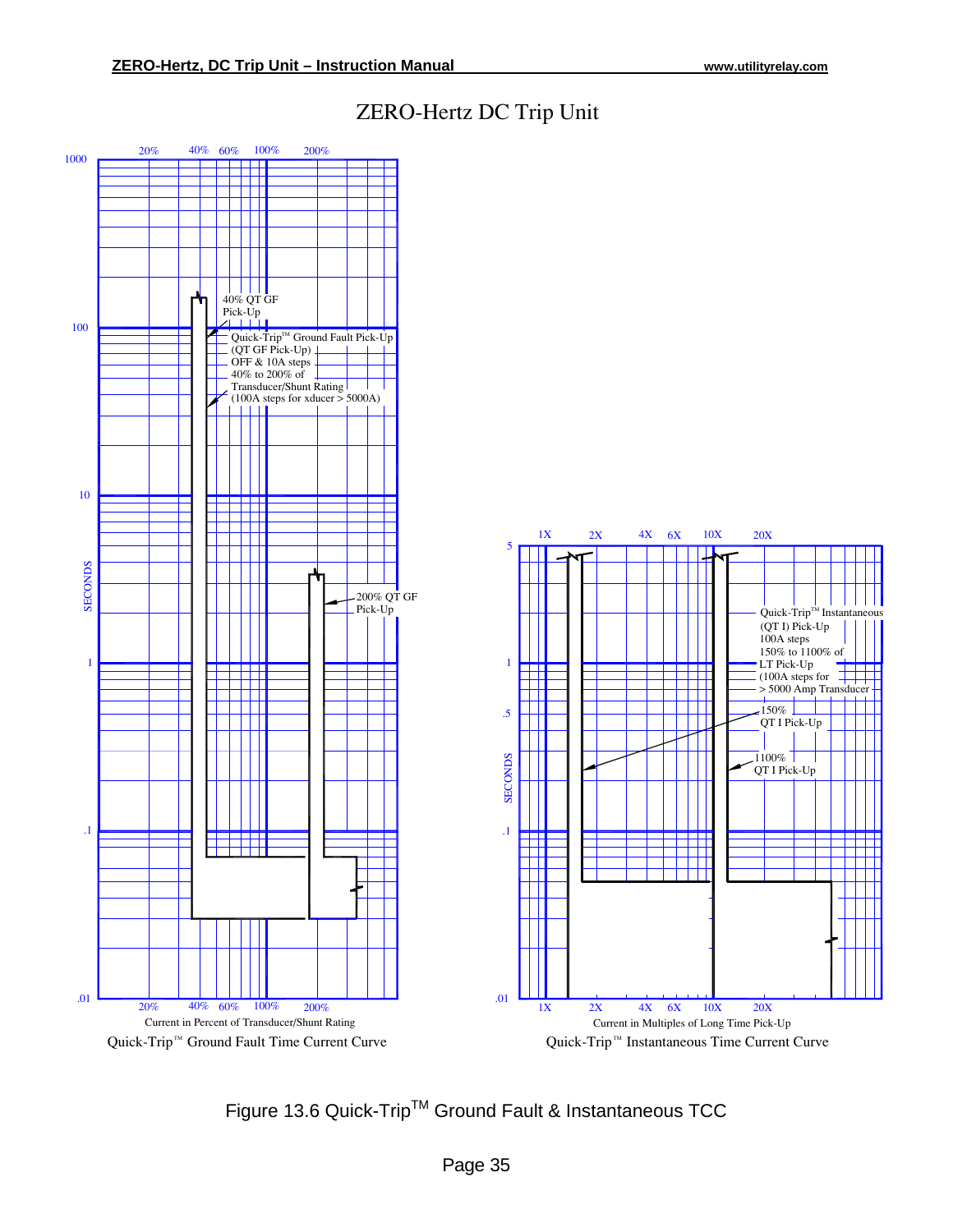# ZERO-Hertz DC Trip Unit

40% QT GF Pick-Up

Quick-Trip™ Ground Fault Pick-Up (QT GF Pick-Up) OFF & 10A steps 40% to 200% of Transducer/Shunt Rating (100A steps for xducer > 5000A)

200% QT GF Pick-Up

Current in Percent of Transducer/Shunt Rating

Quick-Trip™ Ground Fault Time Current Curve

Quick-Trip™ Instantaneous (QT I) Pick-Up 100A steps 150% to 1100% of LT Pick-Up (100A steps for > 5000 Amp Transducer

150% QT I Pick-Up

1100% QT I Pick-Up

Current in Multiples of Long Time Pick-Up

Quick-Trip™ Instantaneous Time Current Curve

Figure 13.6 Quick-Trip™ Ground Fault & Instantaneous TCC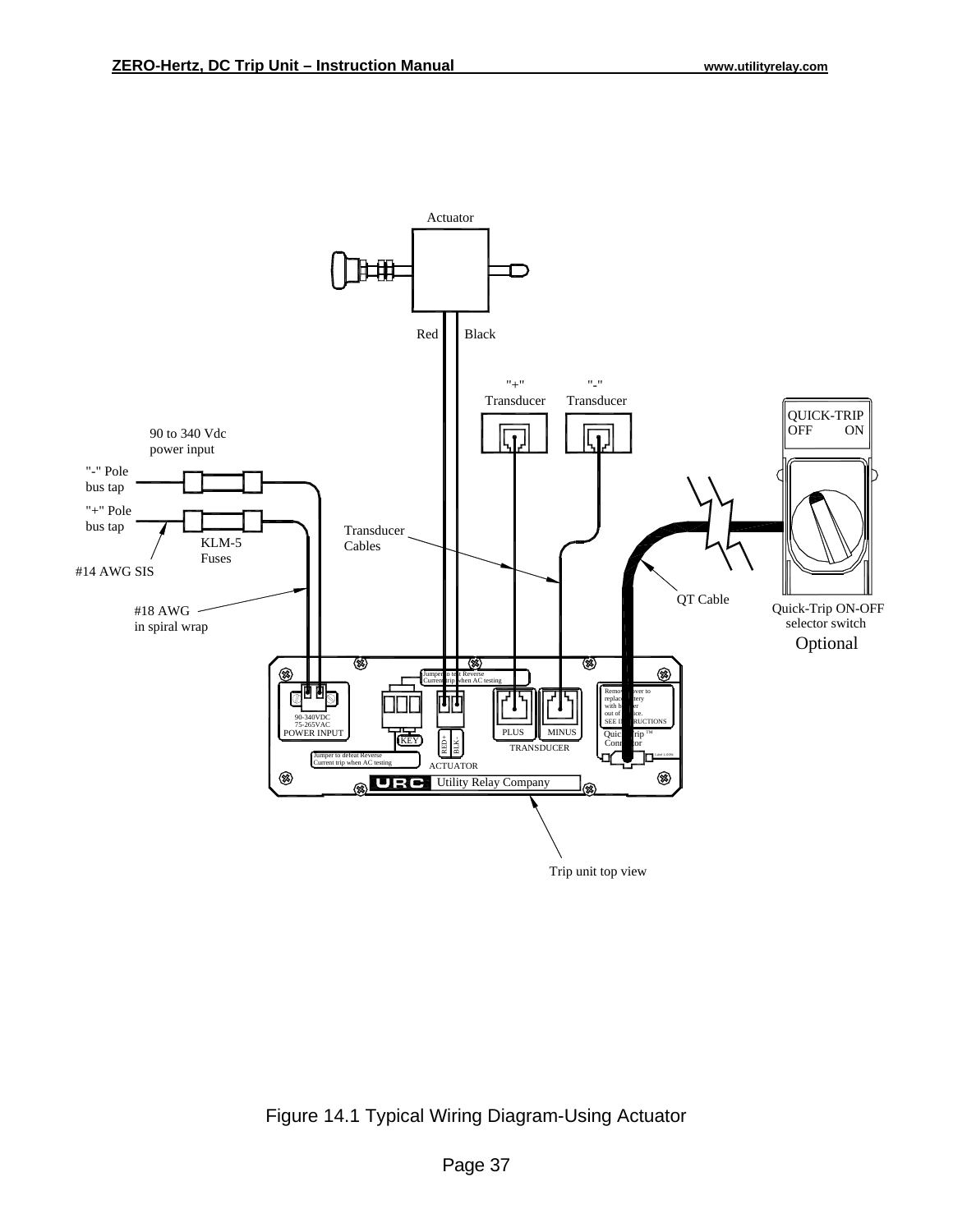Figure 14.1 Typical Wiring Diagram-Using Actuator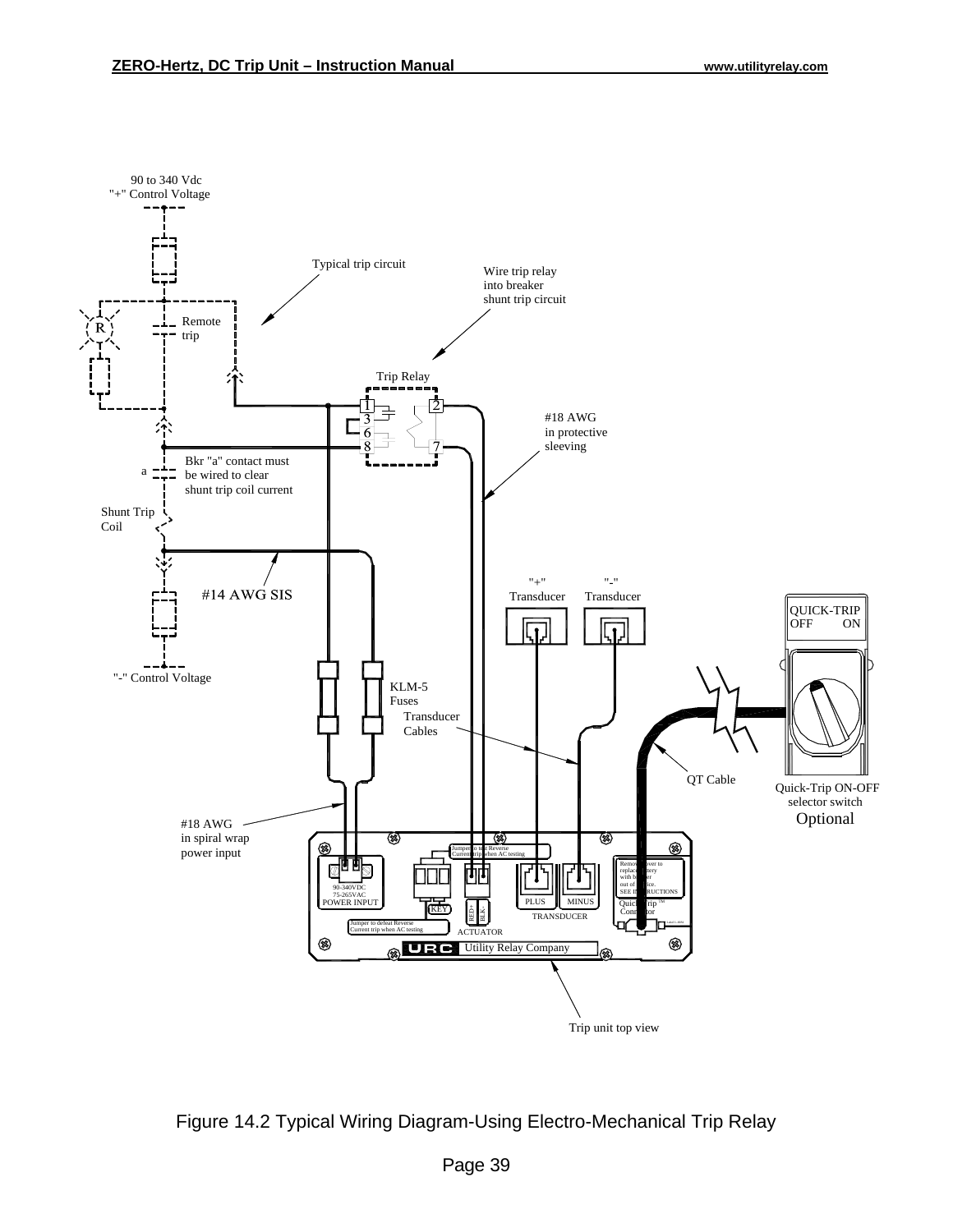90 to 340 Vdc
"+" Control Voltage

Typical trip circuit

Wire trip relay into breaker shunt trip circuit

Remote trip

Trip Relay

#18 AWG in protective sleeving

Bkr "a" contact must be wired to clear shunt trip coil current

Shunt Trip Coil

#14 AWG SIS

"+" Transducer

"-" Transducer

QUICK-TRIP OFF ON

"-" Control Voltage

KLM-5 Fuses

Transducer Cables

QT Cable

Quick-Trip ON-OFF selector switch Optional

#18 AWG in spiral wrap power input

Utility Relay Company

Trip unit top view

Figure 14.2 Typical Wiring Diagram-Using Electro-Mechanical Trip Relay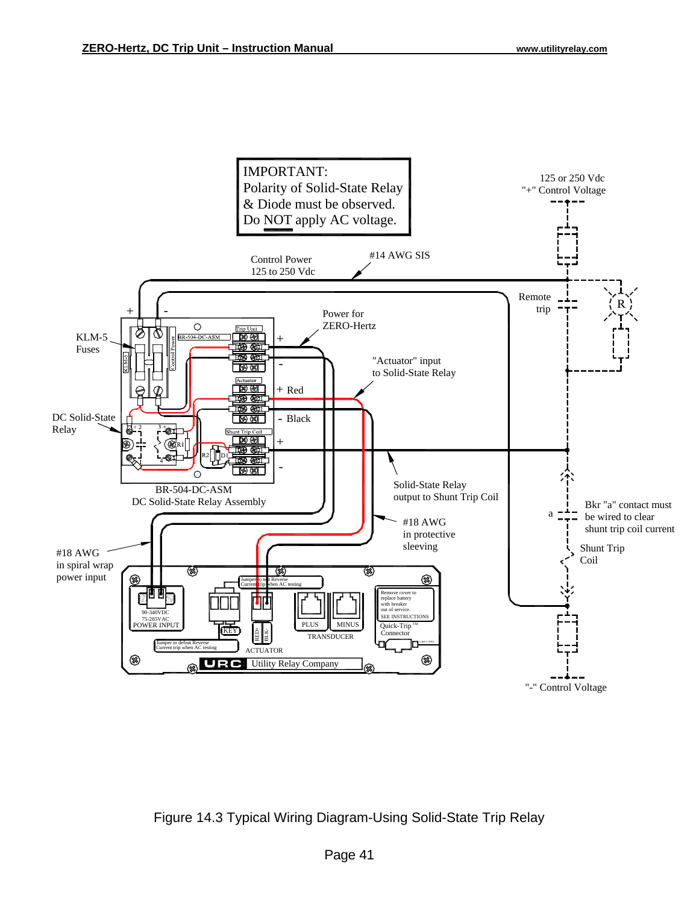IMPORTANT:
Polarity of Solid-State Relay & Diode must be observed.
Do NOT apply AC voltage.

125 or 250 Vdc
"+" Control Voltage

Control Power
125 to 250 Vdc

#14 AWG SIS

Remote trip

R

\+ -

KLM-5 Fuses

Power for ZERO-Hertz

BR-504-DC-ASM

Trip Unit

\+

\-

"Actuator" input to Solid-State Relay

Actuator

\+ Red

\- Black

DC Solid-State Relay

Shunt Trip Coil

\+

\-

R1

R2

D1

BR-504-DC-ASM
DC Solid-State Relay Assembly

Solid-State Relay output to Shunt Trip Coil

a

Bkr "a" contact must be wired to clear shunt trip coil current

#18 AWG in protective sleeving

Shunt Trip Coil

#18 AWG in spiral wrap power input

Jumper to test Reverse Current trip when AC testing

90-340VDC
75-265VAC
POWER INPUT

KEY

RED+
BLK-

ACTUATOR

PLUS

MINUS

TRANSDUCER

Remove cover to replace battery with breaker out of service.
SEE INSTRUCTIONS

Quick-Trip ™ Connector

Jumper to defeat Reverse Current trip when AC testing

URC Utility Relay Company

"-" Control Voltage

Figure 14.3 Typical Wiring Diagram-Using Solid-State Trip Relay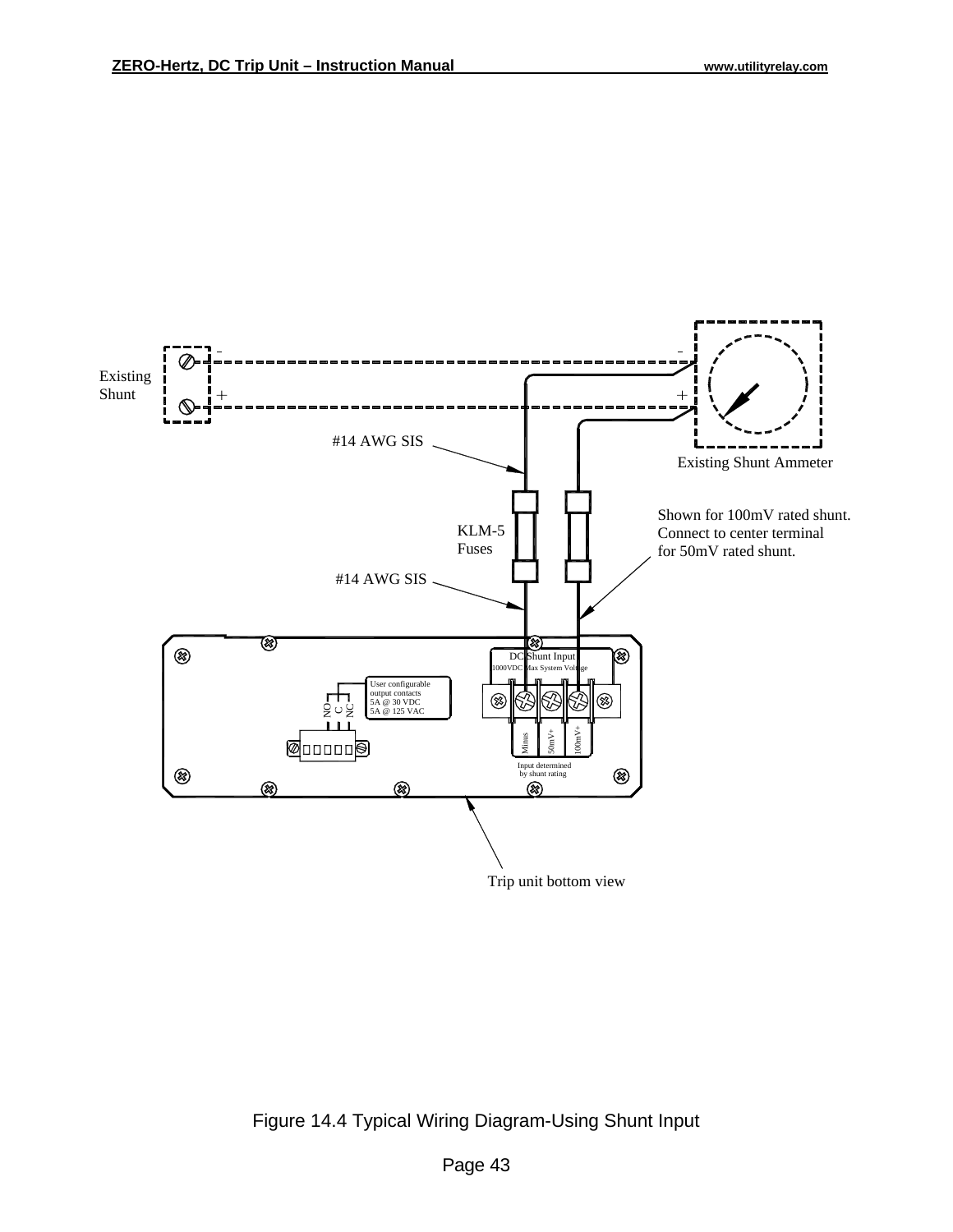Existing Shunt

Existing Shunt Ammeter

#14 AWG SIS

KLM-5 Fuses

#14 AWG SIS

Shown for 100mV rated shunt. Connect to center terminal for 50mV rated shunt.

DC Shunt Input

1000VDC Max System Voltage

Minus

50mV+

100mV+

Input determined by shunt rating

User configurable output contacts
5A @ 30 VDC
5A @ 125 VAC

NO C NC

Trip unit bottom view

Figure 14.4 Typical Wiring Diagram-Using Shunt Input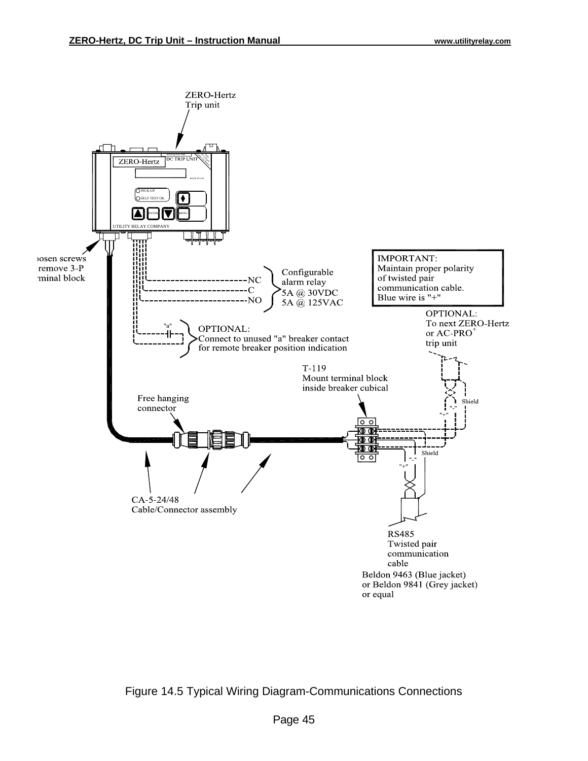ZERO-Hertz
Trip unit

oosen screws
remove 3-P
rminal block

NC
C
NO

Configurable
alarm relay
5A @ 30VDC
5A @ 125VAC

IMPORTANT:
Maintain proper polarity
of twisted pair
communication cable.
Blue wire is "+"

OPTIONAL:
To next ZERO-Hertz
or AC-PRO+
trip unit

"a"

OPTIONAL:
Connect to unused "a" breaker contact
for remote breaker position indication

T-119
Mount terminal block
inside breaker cubical

Free hanging
connector

Shield
"-"
"+"

Shield
"-"
"+"

CA-5-24/48
Cable/Connector assembly

RS485
Twisted pair
communication
cable
Beldon 9463 (Blue jacket)
or Beldon 9841 (Grey jacket)
or equal

Figure 14.5 Typical Wiring Diagram-Communications Connections